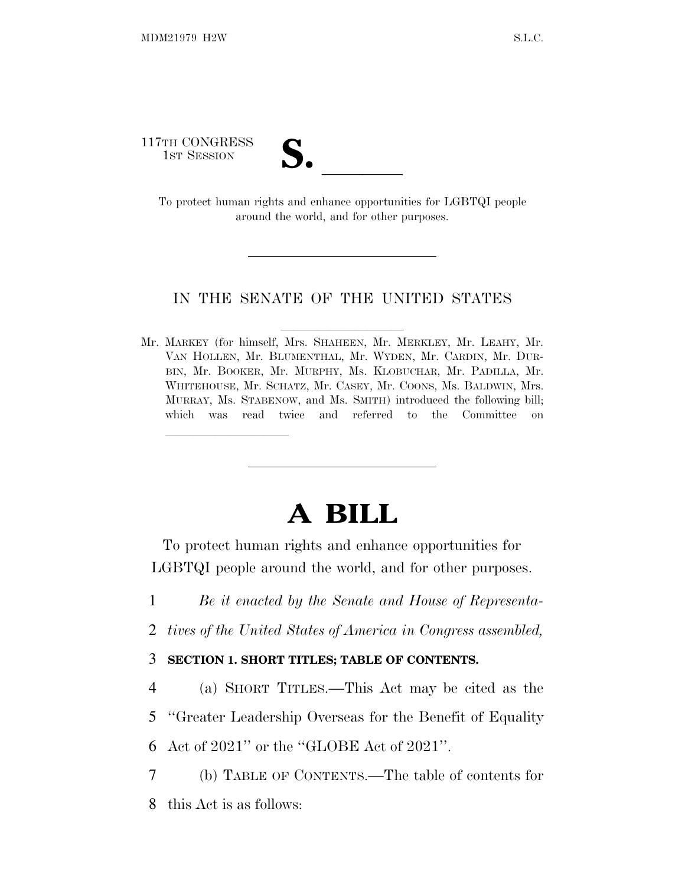117TH CONGRESS
1ST SESSION

# S. \_\_\_\_\_\_

To protect human rights and enhance opportunities for LGBTQI people around the world, and for other purposes.

---

IN THE SENATE OF THE UNITED STATES

Mr. MARKEY (for himself, Mrs. SHAHEEN, Mr. MERKLEY, Mr. LEAHY, Mr. VAN HOLLEN, Mr. BLUMENTHAL, Mr. WYDEN, Mr. CARDIN, Mr. DURBIN, Mr. BOOKER, Mr. MURPHY, Ms. KLOBUCHAR, Mr. PADILLA, Mr. WHITEHOUSE, Mr. SCHATZ, Mr. CASEY, Mr. COONS, Ms. BALDWIN, Mrs. MURRAY, Ms. STABENOW, and Ms. SMITH) introduced the following bill; which was read twice and referred to the Committee on \_\_\_\_\_\_\_\_\_\_\_\_\_\_\_\_

---

# A BILL

To protect human rights and enhance opportunities for LGBTQI people around the world, and for other purposes.

1 *Be it enacted by the Senate and House of Representa-*
2 *tives of the United States of America in Congress assembled,*

3 **SECTION 1. SHORT TITLES; TABLE OF CONTENTS.**

4 (a) SHORT TITLES.—This Act may be cited as the
5 "Greater Leadership Overseas for the Benefit of Equality
6 Act of 2021" or the "GLOBE Act of 2021".

7 (b) TABLE OF CONTENTS.—The table of contents for
8 this Act is as follows: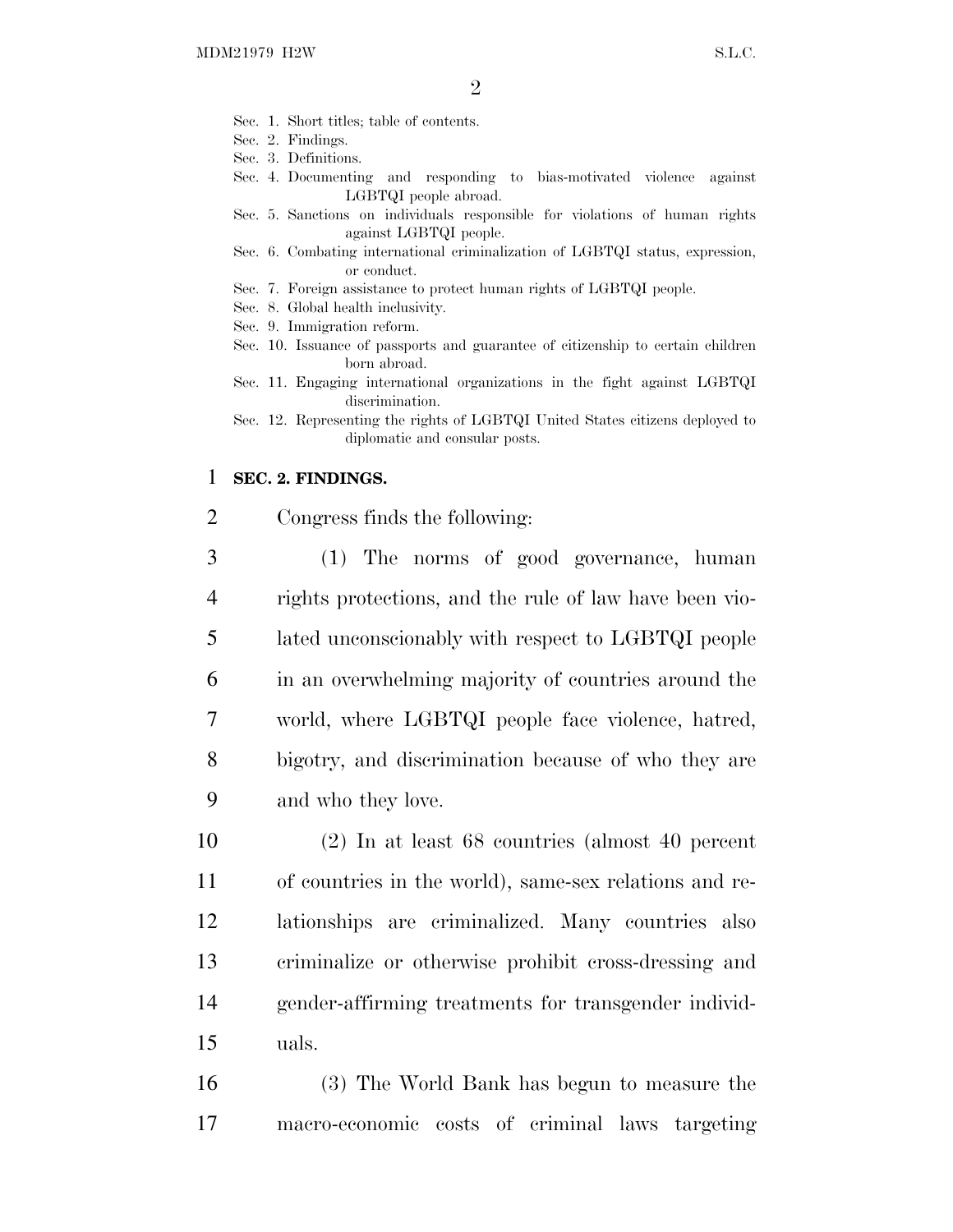Sec. 1. Short titles; table of contents.
Sec. 2. Findings.
Sec. 3. Definitions.
Sec. 4. Documenting and responding to bias-motivated violence against LGBTQI people abroad.
Sec. 5. Sanctions on individuals responsible for violations of human rights against LGBTQI people.
Sec. 6. Combating international criminalization of LGBTQI status, expression, or conduct.
Sec. 7. Foreign assistance to protect human rights of LGBTQI people.
Sec. 8. Global health inclusivity.
Sec. 9. Immigration reform.
Sec. 10. Issuance of passports and guarantee of citizenship to certain children born abroad.
Sec. 11. Engaging international organizations in the fight against LGBTQI discrimination.
Sec. 12. Representing the rights of LGBTQI United States citizens deployed to diplomatic and consular posts.

**SEC. 2. FINDINGS.**

Congress finds the following:

(1) The norms of good governance, human rights protections, and the rule of law have been violated unconscionably with respect to LGBTQI people in an overwhelming majority of countries around the world, where LGBTQI people face violence, hatred, bigotry, and discrimination because of who they are and who they love.

(2) In at least 68 countries (almost 40 percent of countries in the world), same-sex relations and relationships are criminalized. Many countries also criminalize or otherwise prohibit cross-dressing and gender-affirming treatments for transgender individuals.

(3) The World Bank has begun to measure the macro-economic costs of criminal laws targeting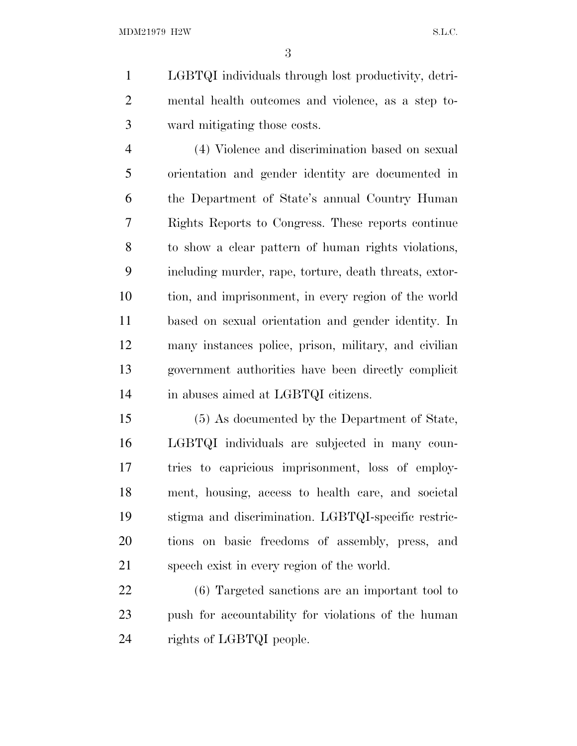LGBTQI individuals through lost productivity, detrimental health outcomes and violence, as a step toward mitigating those costs.

(4) Violence and discrimination based on sexual orientation and gender identity are documented in the Department of State's annual Country Human Rights Reports to Congress. These reports continue to show a clear pattern of human rights violations, including murder, rape, torture, death threats, extortion, and imprisonment, in every region of the world based on sexual orientation and gender identity. In many instances police, prison, military, and civilian government authorities have been directly complicit in abuses aimed at LGBTQI citizens.

(5) As documented by the Department of State, LGBTQI individuals are subjected in many countries to capricious imprisonment, loss of employment, housing, access to health care, and societal stigma and discrimination. LGBTQI-specific restrictions on basic freedoms of assembly, press, and speech exist in every region of the world.

(6) Targeted sanctions are an important tool to push for accountability for violations of the human rights of LGBTQI people.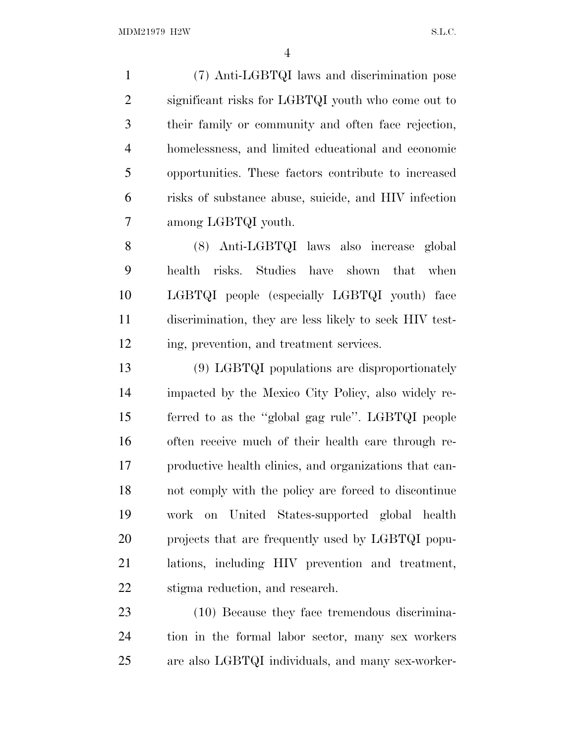(7) Anti-LGBTQI laws and discrimination pose significant risks for LGBTQI youth who come out to their family or community and often face rejection, homelessness, and limited educational and economic opportunities. These factors contribute to increased risks of substance abuse, suicide, and HIV infection among LGBTQI youth.

(8) Anti-LGBTQI laws also increase global health risks. Studies have shown that when LGBTQI people (especially LGBTQI youth) face discrimination, they are less likely to seek HIV testing, prevention, and treatment services.

(9) LGBTQI populations are disproportionately impacted by the Mexico City Policy, also widely referred to as the "global gag rule". LGBTQI people often receive much of their health care through reproductive health clinics, and organizations that cannot comply with the policy are forced to discontinue work on United States-supported global health projects that are frequently used by LGBTQI populations, including HIV prevention and treatment, stigma reduction, and research.

(10) Because they face tremendous discrimination in the formal labor sector, many sex workers are also LGBTQI individuals, and many sex-worker-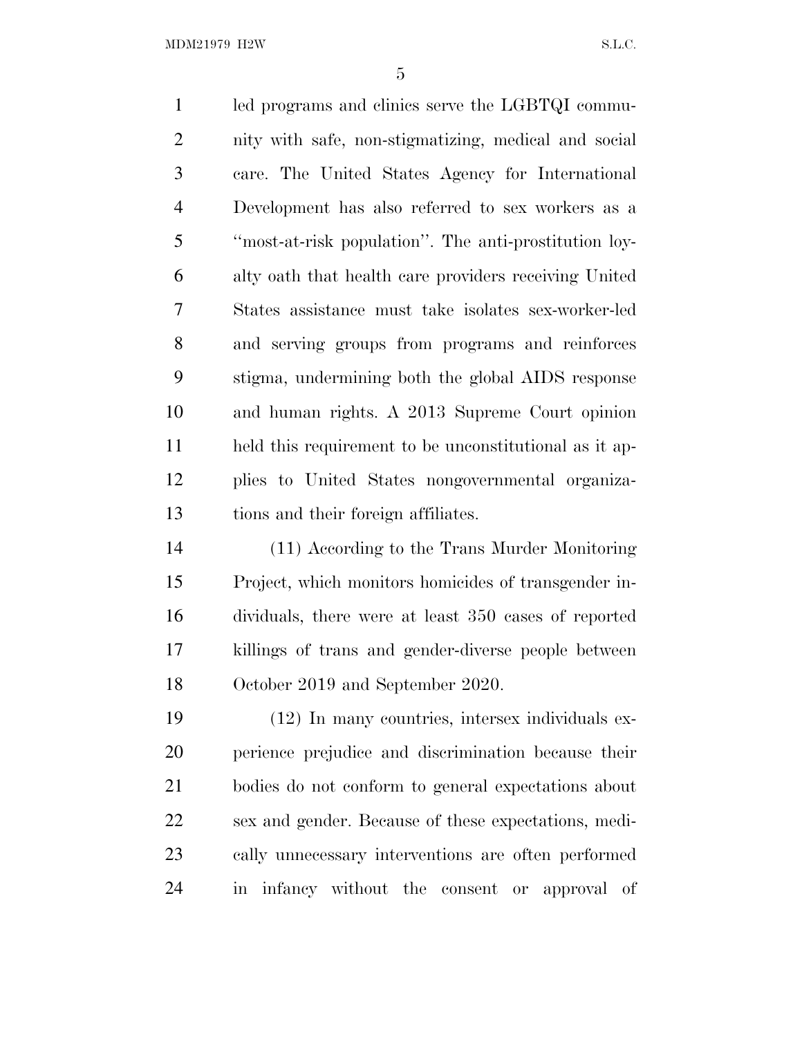led programs and clinics serve the LGBTQI community with safe, non-stigmatizing, medical and social care. The United States Agency for International Development has also referred to sex workers as a ''most-at-risk population''. The anti-prostitution loyalty oath that health care providers receiving United States assistance must take isolates sex-worker-led and serving groups from programs and reinforces stigma, undermining both the global AIDS response and human rights. A 2013 Supreme Court opinion held this requirement to be unconstitutional as it applies to United States nongovernmental organizations and their foreign affiliates.

(11) According to the Trans Murder Monitoring Project, which monitors homicides of transgender individuals, there were at least 350 cases of reported killings of trans and gender-diverse people between October 2019 and September 2020.

(12) In many countries, intersex individuals experience prejudice and discrimination because their bodies do not conform to general expectations about sex and gender. Because of these expectations, medically unnecessary interventions are often performed in infancy without the consent or approval of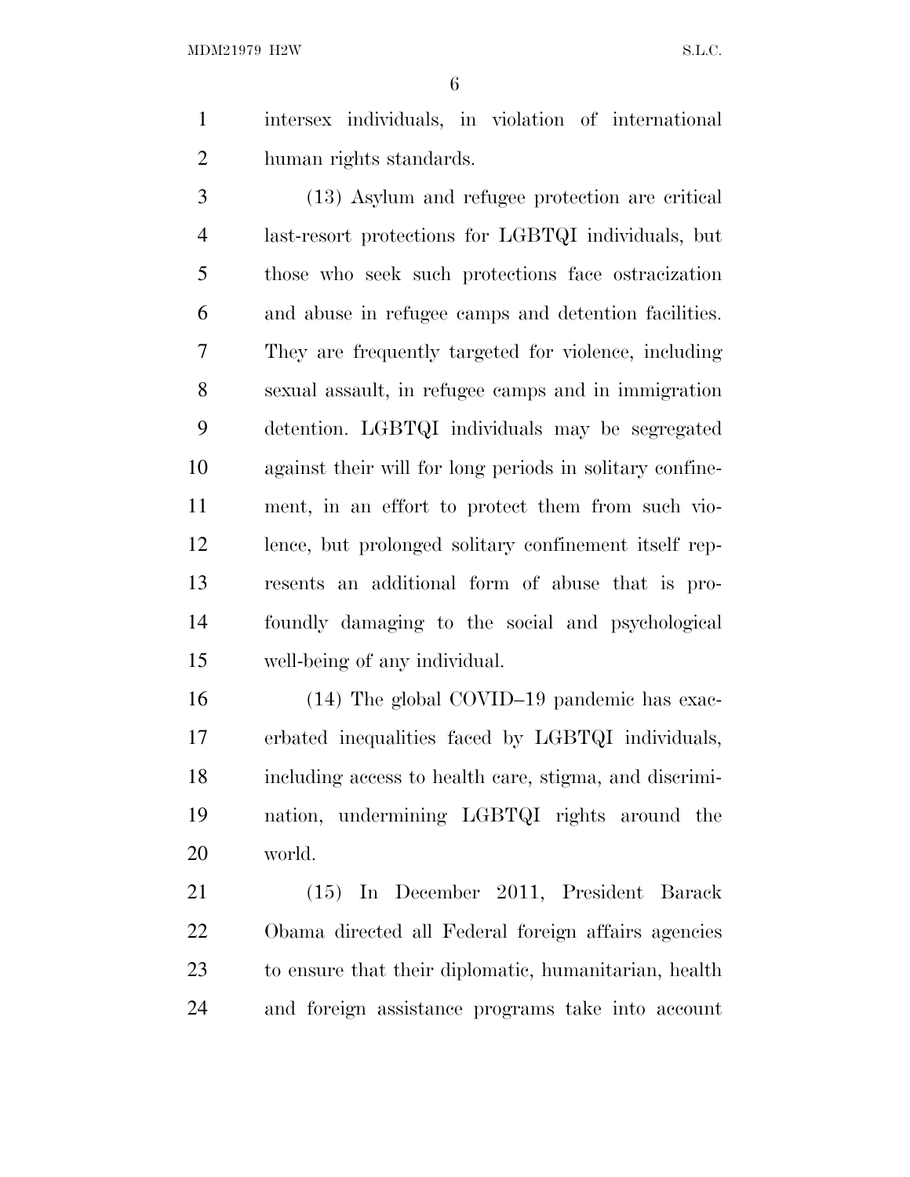intersex individuals, in violation of international human rights standards.

(13) Asylum and refugee protection are critical last-resort protections for LGBTQI individuals, but those who seek such protections face ostracization and abuse in refugee camps and detention facilities. They are frequently targeted for violence, including sexual assault, in refugee camps and in immigration detention. LGBTQI individuals may be segregated against their will for long periods in solitary confinement, in an effort to protect them from such violence, but prolonged solitary confinement itself represents an additional form of abuse that is profoundly damaging to the social and psychological well-being of any individual.

(14) The global COVID–19 pandemic has exacerbated inequalities faced by LGBTQI individuals, including access to health care, stigma, and discrimination, undermining LGBTQI rights around the world.

(15) In December 2011, President Barack Obama directed all Federal foreign affairs agencies to ensure that their diplomatic, humanitarian, health and foreign assistance programs take into account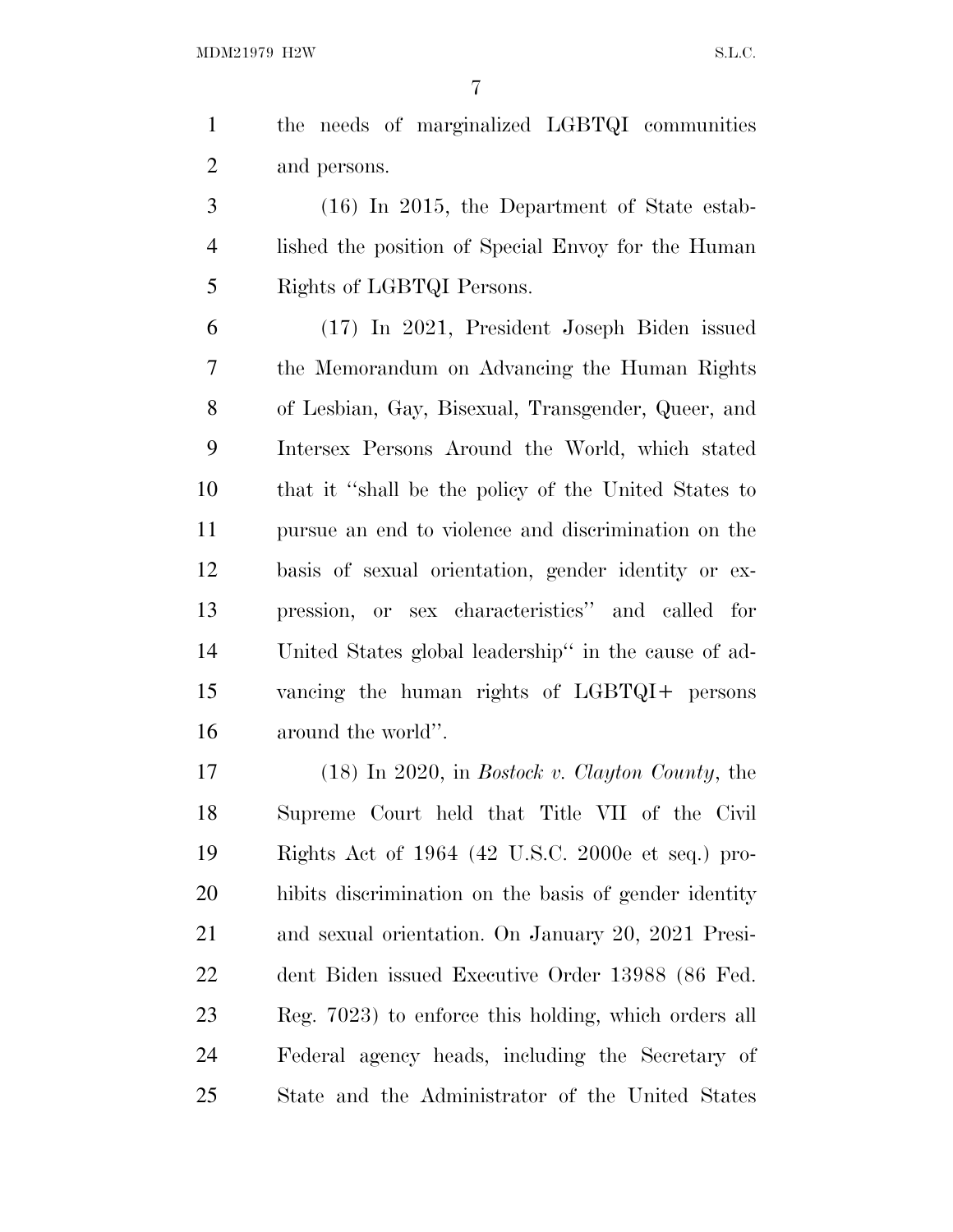the needs of marginalized LGBTQI communities and persons.

(16) In 2015, the Department of State established the position of Special Envoy for the Human Rights of LGBTQI Persons.

(17) In 2021, President Joseph Biden issued the Memorandum on Advancing the Human Rights of Lesbian, Gay, Bisexual, Transgender, Queer, and Intersex Persons Around the World, which stated that it ''shall be the policy of the United States to pursue an end to violence and discrimination on the basis of sexual orientation, gender identity or expression, or sex characteristics'' and called for United States global leadership'' in the cause of advancing the human rights of LGBTQI+ persons around the world''.

(18) In 2020, in *Bostock v. Clayton County*, the Supreme Court held that Title VII of the Civil Rights Act of 1964 (42 U.S.C. 2000e et seq.) prohibits discrimination on the basis of gender identity and sexual orientation. On January 20, 2021 President Biden issued Executive Order 13988 (86 Fed. Reg. 7023) to enforce this holding, which orders all Federal agency heads, including the Secretary of State and the Administrator of the United States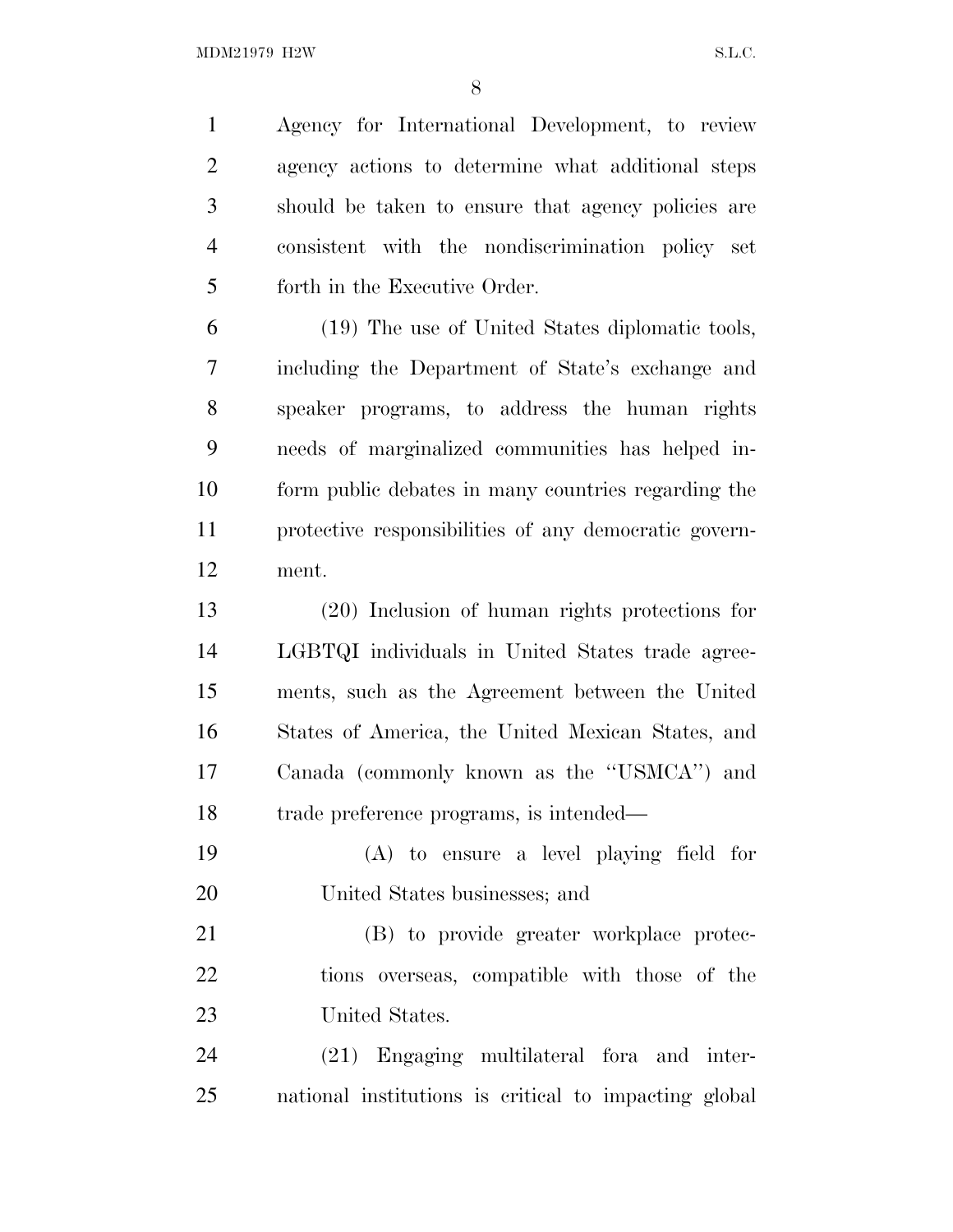Agency for International Development, to review agency actions to determine what additional steps should be taken to ensure that agency policies are consistent with the nondiscrimination policy set forth in the Executive Order.

(19) The use of United States diplomatic tools, including the Department of State's exchange and speaker programs, to address the human rights needs of marginalized communities has helped inform public debates in many countries regarding the protective responsibilities of any democratic government.

(20) Inclusion of human rights protections for LGBTQI individuals in United States trade agreements, such as the Agreement between the United States of America, the United Mexican States, and Canada (commonly known as the "USMCA") and trade preference programs, is intended—

(A) to ensure a level playing field for United States businesses; and

(B) to provide greater workplace protections overseas, compatible with those of the United States.

(21) Engaging multilateral fora and international institutions is critical to impacting global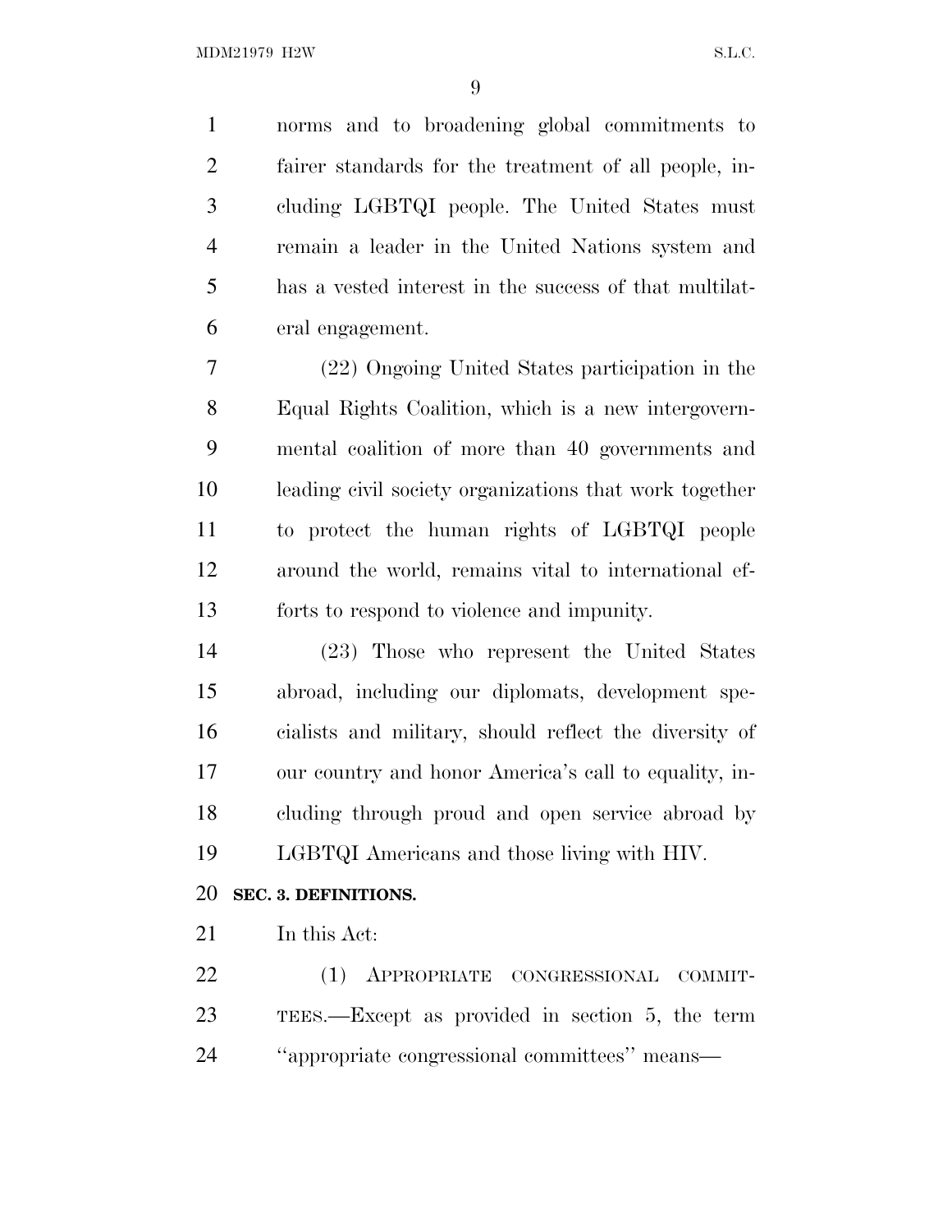norms and to broadening global commitments to fairer standards for the treatment of all people, including LGBTQI people. The United States must remain a leader in the United Nations system and has a vested interest in the success of that multilateral engagement.

(22) Ongoing United States participation in the Equal Rights Coalition, which is a new intergovernmental coalition of more than 40 governments and leading civil society organizations that work together to protect the human rights of LGBTQI people around the world, remains vital to international efforts to respond to violence and impunity.

(23) Those who represent the United States abroad, including our diplomats, development specialists and military, should reflect the diversity of our country and honor America's call to equality, including through proud and open service abroad by LGBTQI Americans and those living with HIV.

**SEC. 3. DEFINITIONS.**

In this Act:

(1) APPROPRIATE CONGRESSIONAL COMMITTEES.—Except as provided in section 5, the term ''appropriate congressional committees'' means—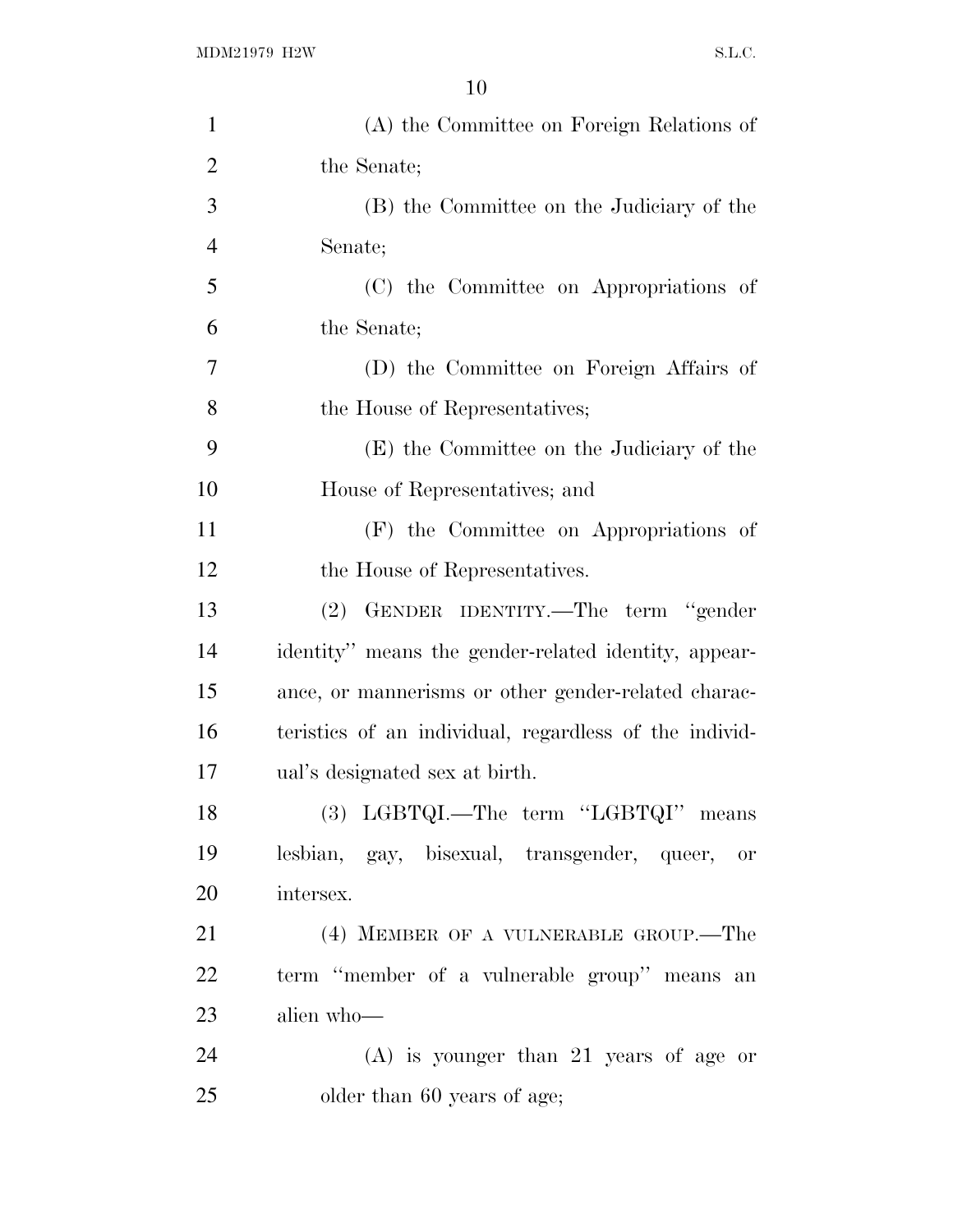(A) the Committee on Foreign Relations of the Senate;

(B) the Committee on the Judiciary of the Senate;

(C) the Committee on Appropriations of the Senate;

(D) the Committee on Foreign Affairs of the House of Representatives;

(E) the Committee on the Judiciary of the House of Representatives; and

(F) the Committee on Appropriations of the House of Representatives.

(2) GENDER IDENTITY.—The term "gender identity" means the gender-related identity, appearance, or mannerisms or other gender-related characteristics of an individual, regardless of the individual's designated sex at birth.

(3) LGBTQI.—The term "LGBTQI" means lesbian, gay, bisexual, transgender, queer, or intersex.

(4) MEMBER OF A VULNERABLE GROUP.—The term "member of a vulnerable group" means an alien who—

(A) is younger than 21 years of age or older than 60 years of age;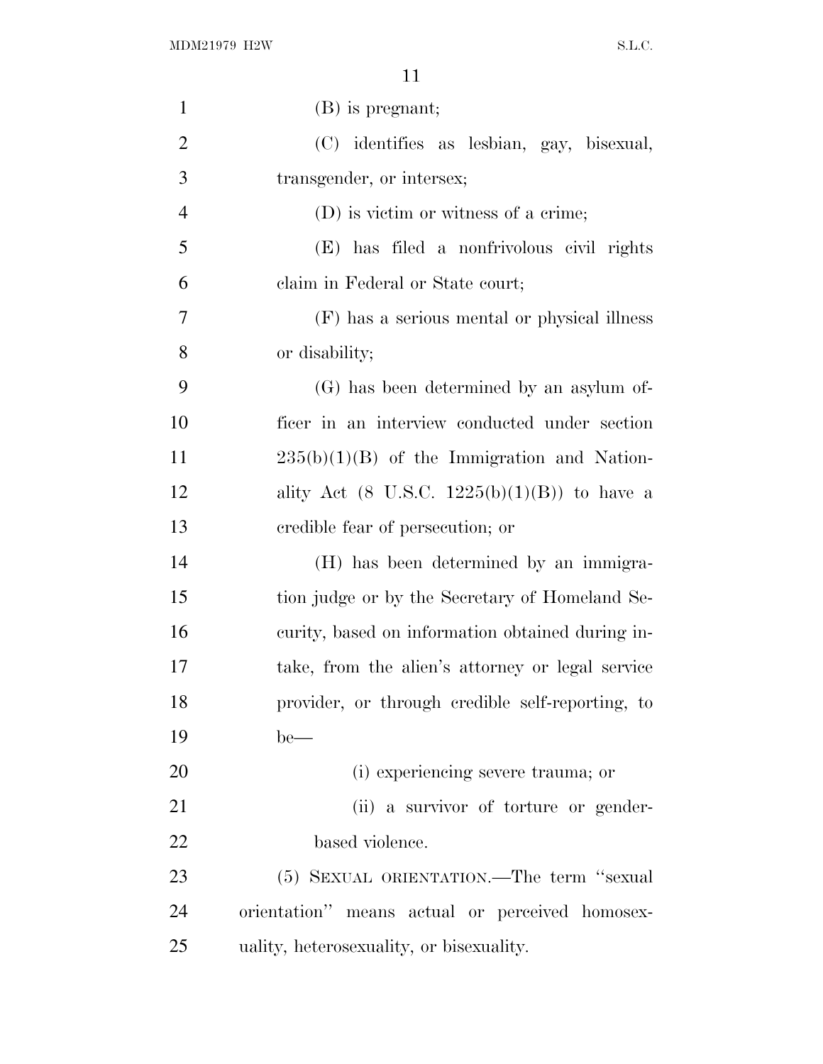(B) is pregnant;

(C) identifies as lesbian, gay, bisexual, transgender, or intersex;

(D) is victim or witness of a crime;

(E) has filed a nonfrivolous civil rights claim in Federal or State court;

(F) has a serious mental or physical illness or disability;

(G) has been determined by an asylum officer in an interview conducted under section 235(b)(1)(B) of the Immigration and Nationality Act (8 U.S.C. 1225(b)(1)(B)) to have a credible fear of persecution; or

(H) has been determined by an immigration judge or by the Secretary of Homeland Security, based on information obtained during intake, from the alien's attorney or legal service provider, or through credible self-reporting, to be—

(i) experiencing severe trauma; or

(ii) a survivor of torture or gender-based violence.

(5) SEXUAL ORIENTATION.—The term "sexual orientation" means actual or perceived homosexuality, heterosexuality, or bisexuality.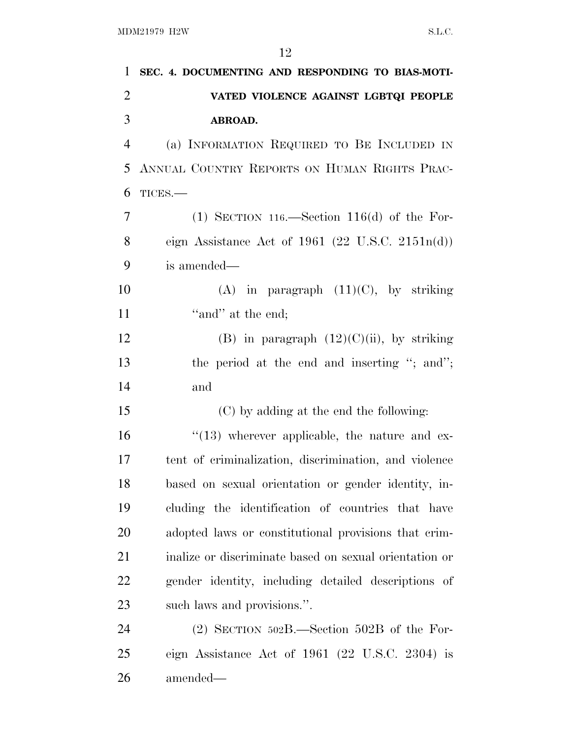**SEC. 4. DOCUMENTING AND RESPONDING TO BIAS-MOTIVATED VIOLENCE AGAINST LGBTQI PEOPLE ABROAD.**

(a) INFORMATION REQUIRED TO BE INCLUDED IN ANNUAL COUNTRY REPORTS ON HUMAN RIGHTS PRACTICES.—

(1) SECTION 116.—Section 116(d) of the Foreign Assistance Act of 1961 (22 U.S.C. 2151n(d)) is amended—

(A) in paragraph (11)(C), by striking ''and'' at the end;

(B) in paragraph (12)(C)(ii), by striking the period at the end and inserting ''; and''; and

(C) by adding at the end the following:

''(13) wherever applicable, the nature and extent of criminalization, discrimination, and violence based on sexual orientation or gender identity, including the identification of countries that have adopted laws or constitutional provisions that criminalize or discriminate based on sexual orientation or gender identity, including detailed descriptions of such laws and provisions.''.

(2) SECTION 502B.—Section 502B of the Foreign Assistance Act of 1961 (22 U.S.C. 2304) is amended—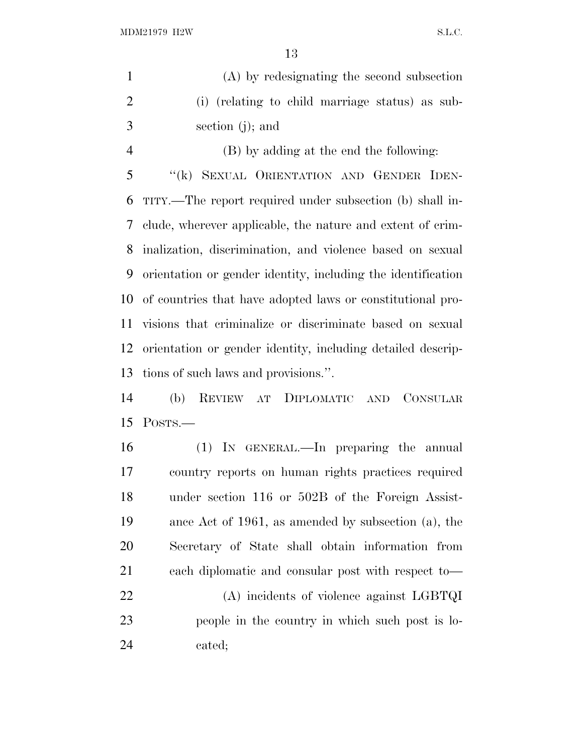(A) by redesignating the second subsection (i) (relating to child marriage status) as subsection (j); and

(B) by adding at the end the following:

"(k) SEXUAL ORIENTATION AND GENDER IDENTITY.—The report required under subsection (b) shall include, wherever applicable, the nature and extent of criminalization, discrimination, and violence based on sexual orientation or gender identity, including the identification of countries that have adopted laws or constitutional provisions that criminalize or discriminate based on sexual orientation or gender identity, including detailed descriptions of such laws and provisions.".

(b) REVIEW AT DIPLOMATIC AND CONSULAR POSTS.—

(1) IN GENERAL.—In preparing the annual country reports on human rights practices required under section 116 or 502B of the Foreign Assistance Act of 1961, as amended by subsection (a), the Secretary of State shall obtain information from each diplomatic and consular post with respect to—

(A) incidents of violence against LGBTQI people in the country in which such post is located;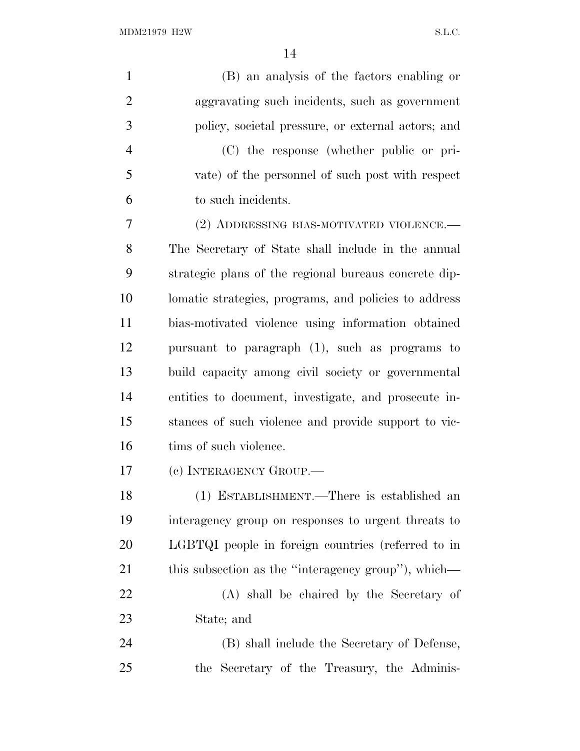(B) an analysis of the factors enabling or aggravating such incidents, such as government policy, societal pressure, or external actors; and

(C) the response (whether public or private) of the personnel of such post with respect to such incidents.

(2) ADDRESSING BIAS-MOTIVATED VIOLENCE.—The Secretary of State shall include in the annual strategic plans of the regional bureaus concrete diplomatic strategies, programs, and policies to address bias-motivated violence using information obtained pursuant to paragraph (1), such as programs to build capacity among civil society or governmental entities to document, investigate, and prosecute instances of such violence and provide support to victims of such violence.

(c) INTERAGENCY GROUP.—

(1) ESTABLISHMENT.—There is established an interagency group on responses to urgent threats to LGBTQI people in foreign countries (referred to in this subsection as the ''interagency group''), which—

(A) shall be chaired by the Secretary of State; and

(B) shall include the Secretary of Defense, the Secretary of the Treasury, the Adminis-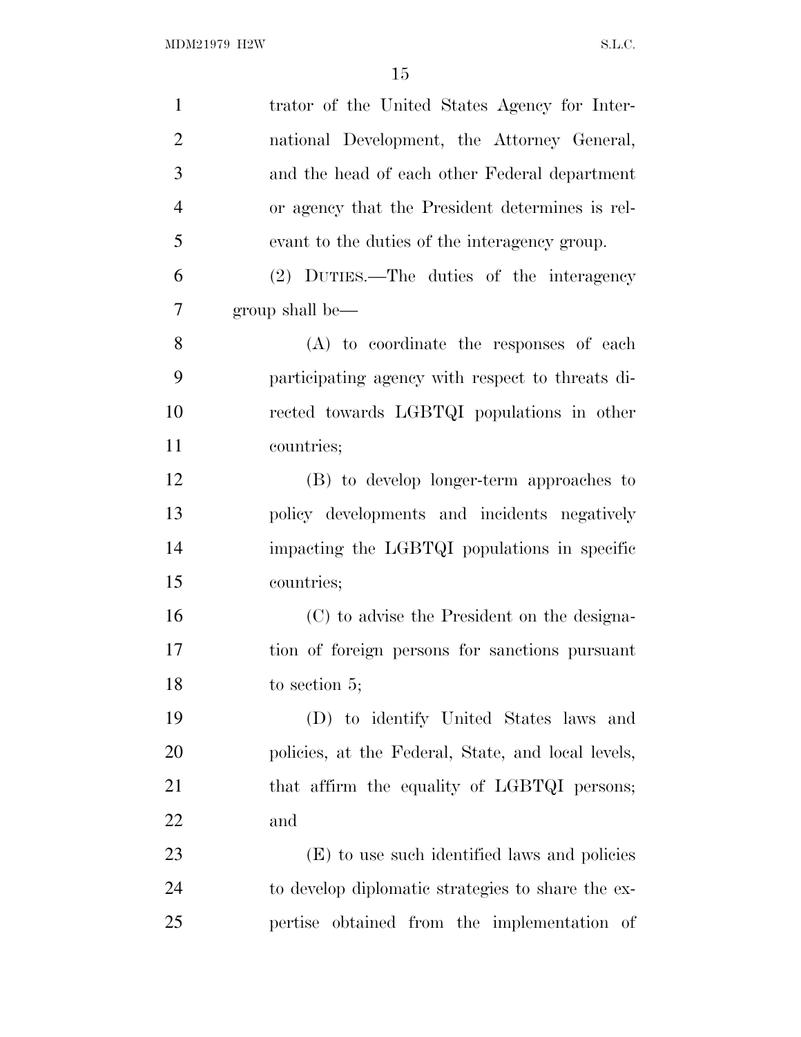trator of the United States Agency for International Development, the Attorney General, and the head of each other Federal department or agency that the President determines is relevant to the duties of the interagency group.

(2) DUTIES.—The duties of the interagency group shall be—

(A) to coordinate the responses of each participating agency with respect to threats directed towards LGBTQI populations in other countries;

(B) to develop longer-term approaches to policy developments and incidents negatively impacting the LGBTQI populations in specific countries;

(C) to advise the President on the designation of foreign persons for sanctions pursuant to section 5;

(D) to identify United States laws and policies, at the Federal, State, and local levels, that affirm the equality of LGBTQI persons; and

(E) to use such identified laws and policies to develop diplomatic strategies to share the expertise obtained from the implementation of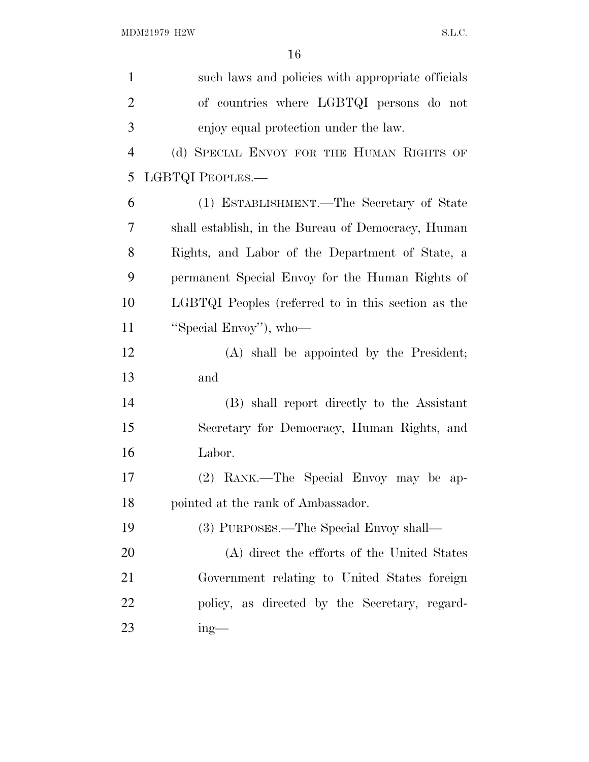such laws and policies with appropriate officials of countries where LGBTQI persons do not enjoy equal protection under the law.

(d) SPECIAL ENVOY FOR THE HUMAN RIGHTS OF LGBTQI PEOPLES.—

(1) ESTABLISHMENT.—The Secretary of State shall establish, in the Bureau of Democracy, Human Rights, and Labor of the Department of State, a permanent Special Envoy for the Human Rights of LGBTQI Peoples (referred to in this section as the "Special Envoy"), who—

(A) shall be appointed by the President; and

(B) shall report directly to the Assistant Secretary for Democracy, Human Rights, and Labor.

(2) RANK.—The Special Envoy may be appointed at the rank of Ambassador.

(3) PURPOSES.—The Special Envoy shall—

(A) direct the efforts of the United States Government relating to United States foreign policy, as directed by the Secretary, regarding—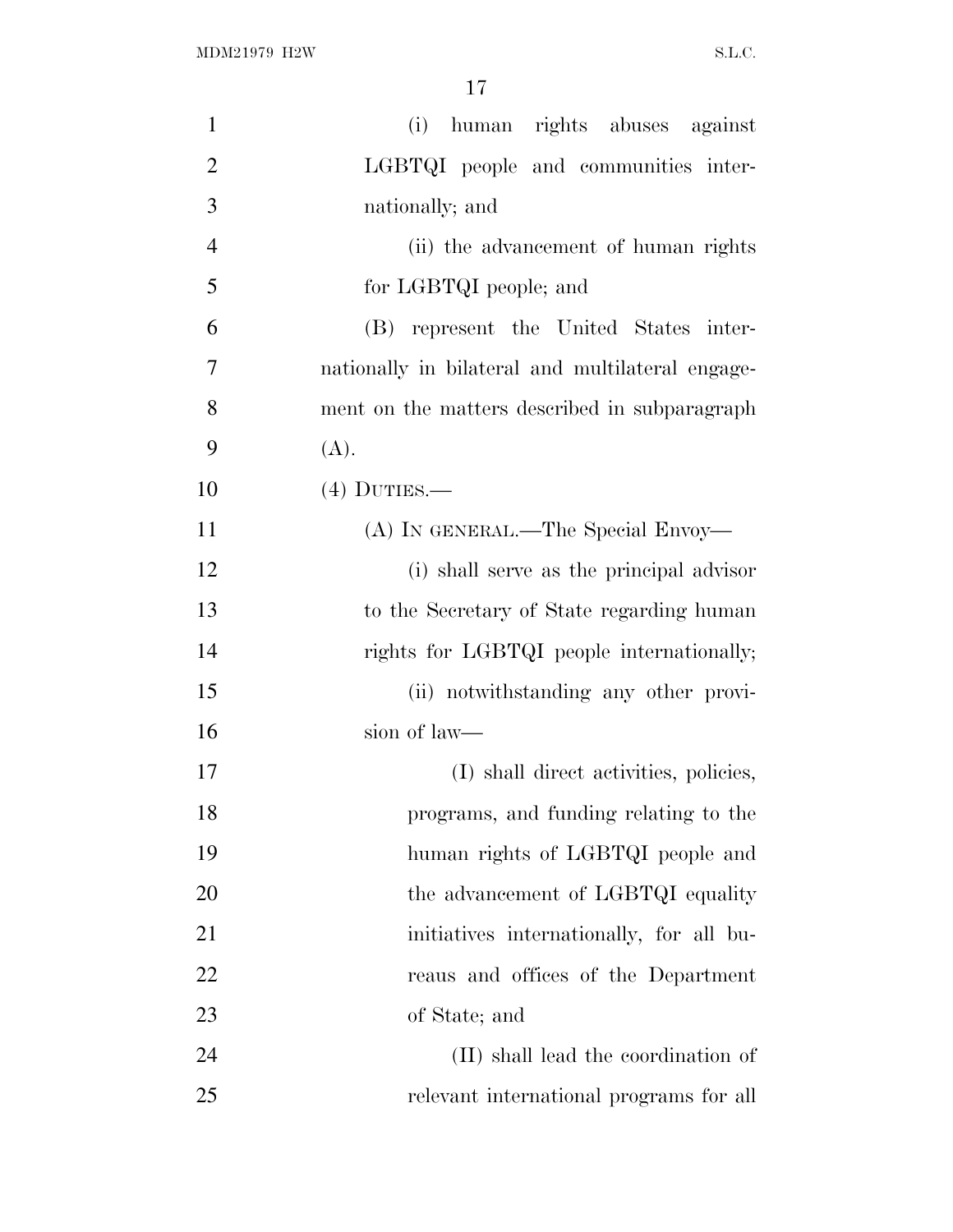(i) human rights abuses against LGBTQI people and communities internationally; and

(ii) the advancement of human rights for LGBTQI people; and

(B) represent the United States internationally in bilateral and multilateral engagement on the matters described in subparagraph (A).

(4) DUTIES.—

(A) IN GENERAL.—The Special Envoy—

(i) shall serve as the principal advisor to the Secretary of State regarding human rights for LGBTQI people internationally;

(ii) notwithstanding any other provision of law—

(I) shall direct activities, policies, programs, and funding relating to the human rights of LGBTQI people and the advancement of LGBTQI equality initiatives internationally, for all bureaus and offices of the Department of State; and

(II) shall lead the coordination of relevant international programs for all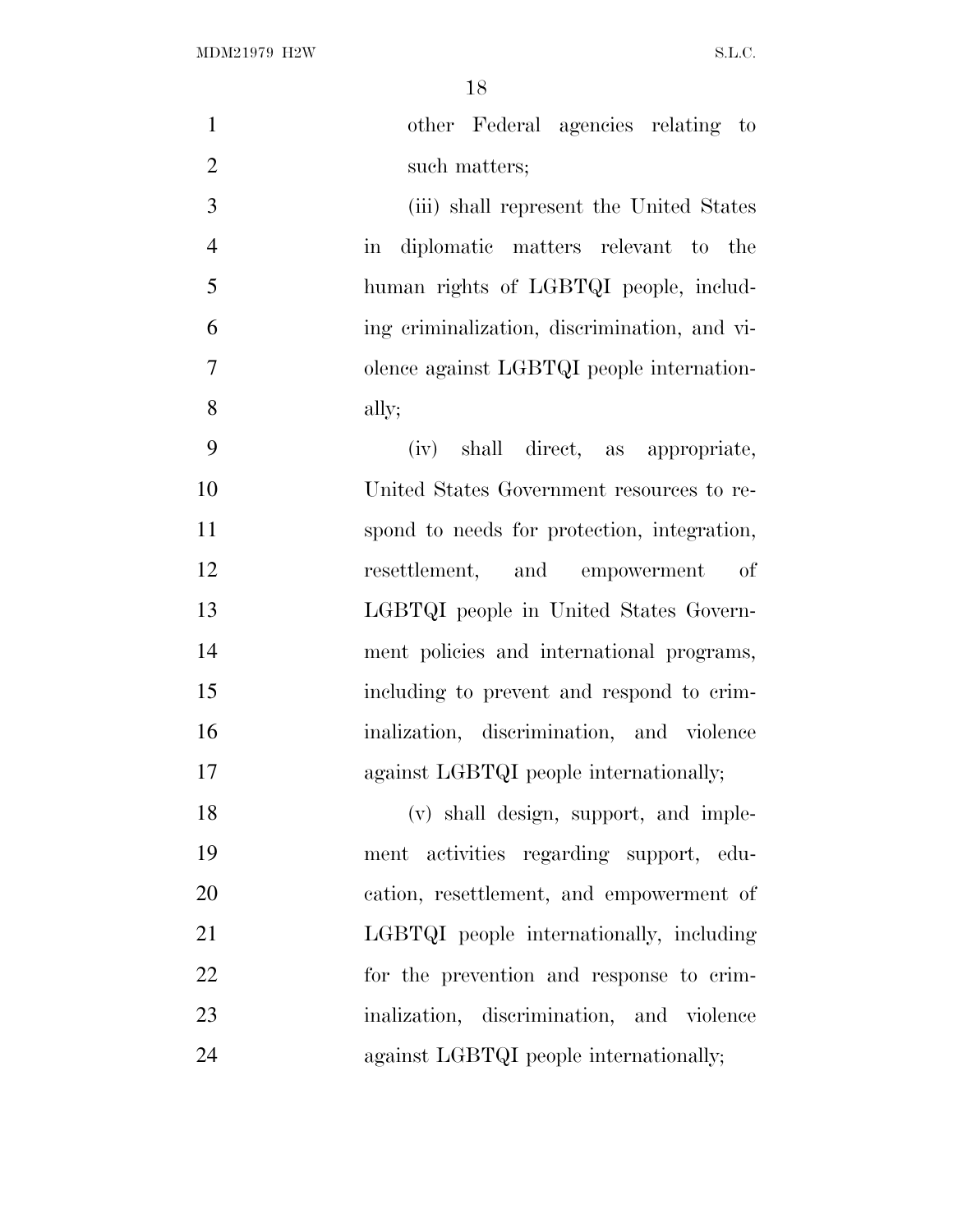other Federal agencies relating to such matters;

(iii) shall represent the United States in diplomatic matters relevant to the human rights of LGBTQI people, including criminalization, discrimination, and violence against LGBTQI people internationally;

(iv) shall direct, as appropriate, United States Government resources to respond to needs for protection, integration, resettlement, and empowerment of LGBTQI people in United States Government policies and international programs, including to prevent and respond to criminalization, discrimination, and violence against LGBTQI people internationally;

(v) shall design, support, and implement activities regarding support, education, resettlement, and empowerment of LGBTQI people internationally, including for the prevention and response to criminalization, discrimination, and violence against LGBTQI people internationally;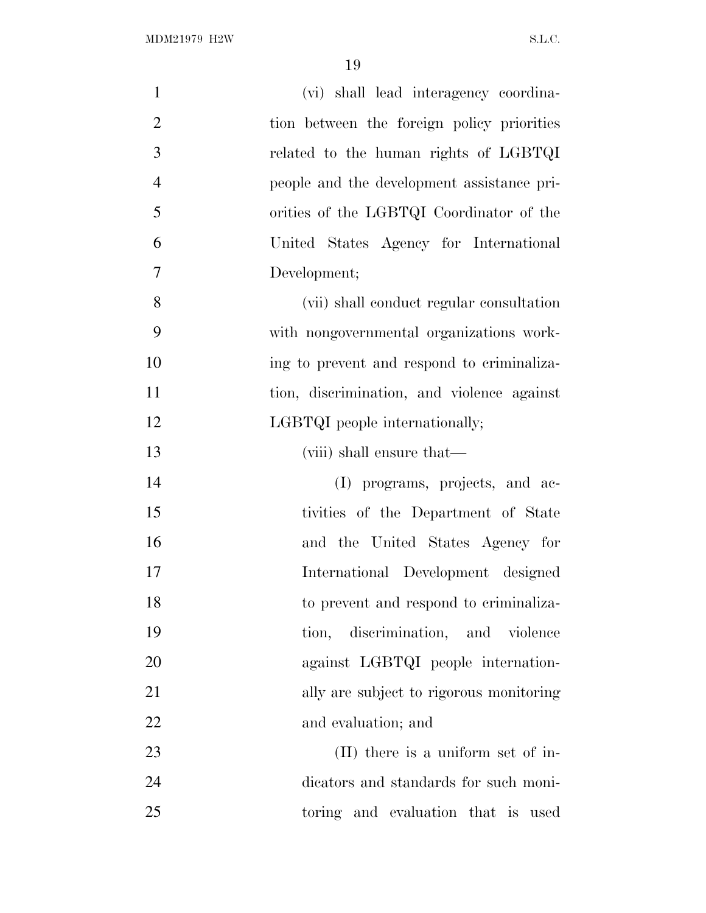(vi) shall lead interagency coordination between the foreign policy priorities related to the human rights of LGBTQI people and the development assistance priorities of the LGBTQI Coordinator of the United States Agency for International Development;

(vii) shall conduct regular consultation with nongovernmental organizations working to prevent and respond to criminalization, discrimination, and violence against LGBTQI people internationally;

(viii) shall ensure that—

(I) programs, projects, and activities of the Department of State and the United States Agency for International Development designed to prevent and respond to criminalization, discrimination, and violence against LGBTQI people internationally are subject to rigorous monitoring and evaluation; and

(II) there is a uniform set of indicators and standards for such monitoring and evaluation that is used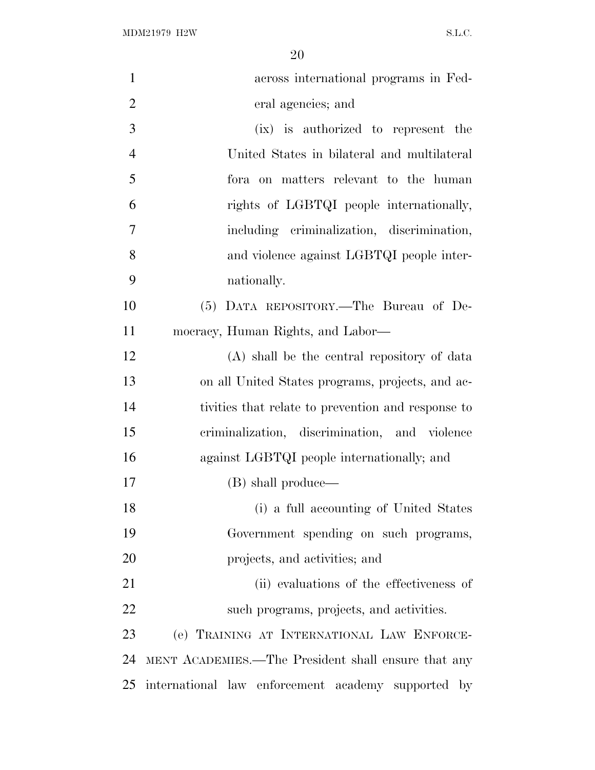across international programs in Federal agencies; and

(ix) is authorized to represent the United States in bilateral and multilateral fora on matters relevant to the human rights of LGBTQI people internationally, including criminalization, discrimination, and violence against LGBTQI people internationally.

(5) DATA REPOSITORY.—The Bureau of Democracy, Human Rights, and Labor—

(A) shall be the central repository of data on all United States programs, projects, and activities that relate to prevention and response to criminalization, discrimination, and violence against LGBTQI people internationally; and

(B) shall produce—

(i) a full accounting of United States Government spending on such programs, projects, and activities; and

(ii) evaluations of the effectiveness of such programs, projects, and activities.

(e) TRAINING AT INTERNATIONAL LAW ENFORCEMENT ACADEMIES.—The President shall ensure that any international law enforcement academy supported by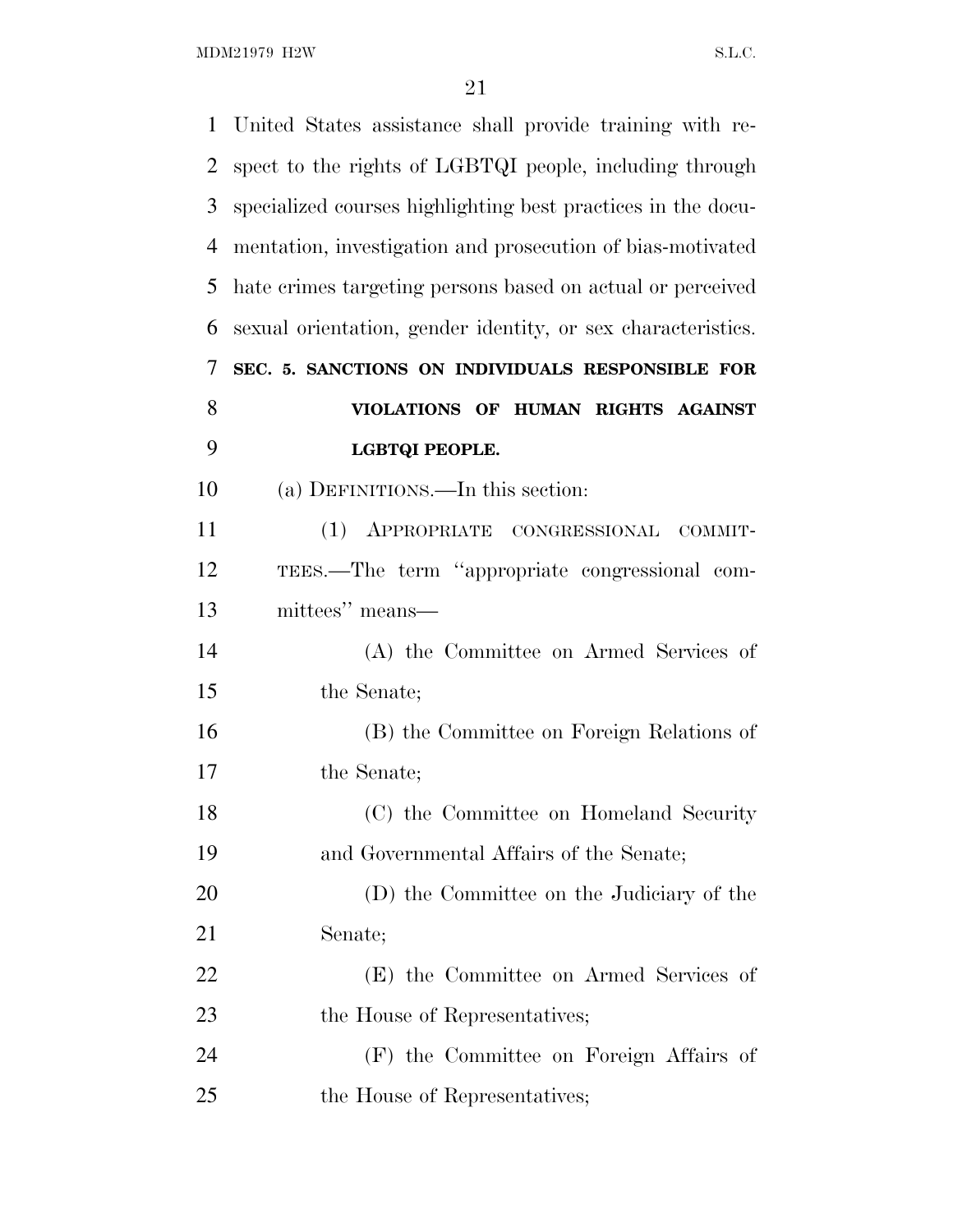United States assistance shall provide training with respect to the rights of LGBTQI people, including through specialized courses highlighting best practices in the documentation, investigation and prosecution of bias-motivated hate crimes targeting persons based on actual or perceived sexual orientation, gender identity, or sex characteristics.

## SEC. 5. SANCTIONS ON INDIVIDUALS RESPONSIBLE FOR VIOLATIONS OF HUMAN RIGHTS AGAINST LGBTQI PEOPLE.

(a) DEFINITIONS.—In this section:

(1) APPROPRIATE CONGRESSIONAL COMMITTEES.—The term "appropriate congressional committees" means—

(A) the Committee on Armed Services of the Senate;

(B) the Committee on Foreign Relations of the Senate;

(C) the Committee on Homeland Security and Governmental Affairs of the Senate;

(D) the Committee on the Judiciary of the Senate;

(E) the Committee on Armed Services of the House of Representatives;

(F) the Committee on Foreign Affairs of the House of Representatives;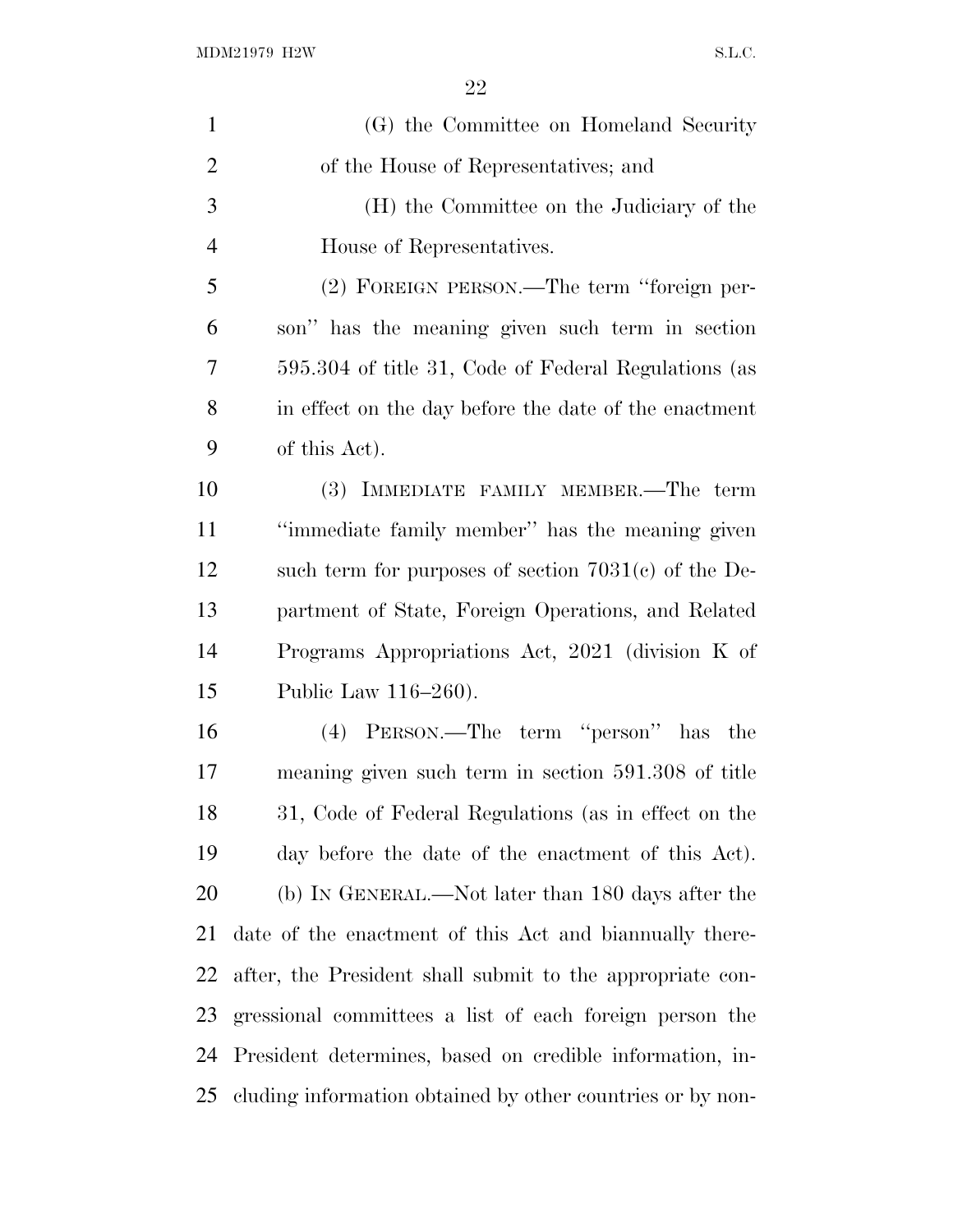(G) the Committee on Homeland Security of the House of Representatives; and

(H) the Committee on the Judiciary of the House of Representatives.

(2) FOREIGN PERSON.—The term "foreign person" has the meaning given such term in section 595.304 of title 31, Code of Federal Regulations (as in effect on the day before the date of the enactment of this Act).

(3) IMMEDIATE FAMILY MEMBER.—The term "immediate family member" has the meaning given such term for purposes of section 7031(c) of the Department of State, Foreign Operations, and Related Programs Appropriations Act, 2021 (division K of Public Law 116–260).

(4) PERSON.—The term "person" has the meaning given such term in section 591.308 of title 31, Code of Federal Regulations (as in effect on the day before the date of the enactment of this Act).

(b) IN GENERAL.—Not later than 180 days after the date of the enactment of this Act and biannually thereafter, the President shall submit to the appropriate congressional committees a list of each foreign person the President determines, based on credible information, including information obtained by other countries or by non-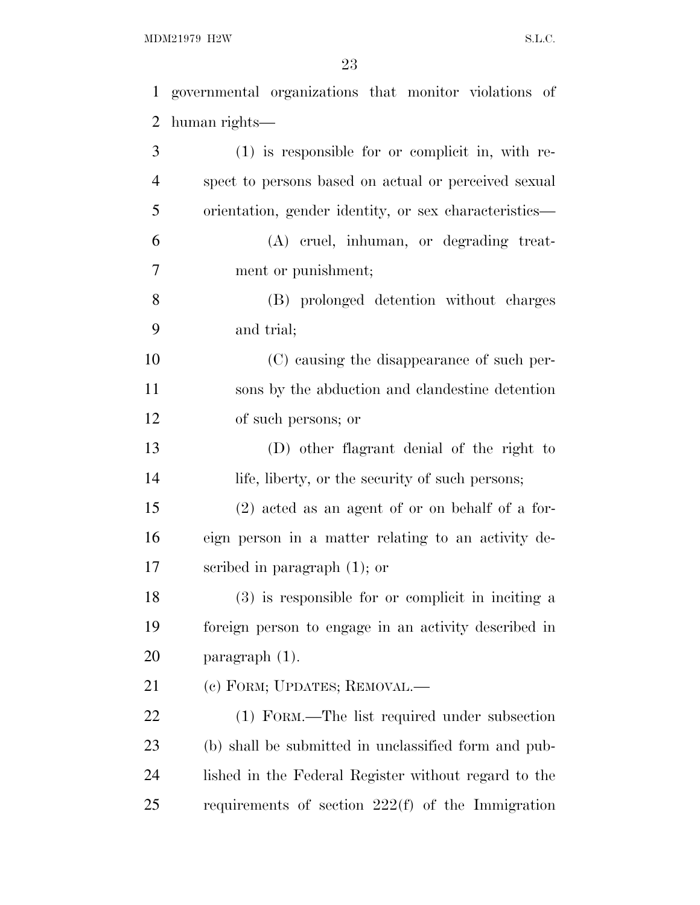governmental organizations that monitor violations of human rights—

(1) is responsible for or complicit in, with respect to persons based on actual or perceived sexual orientation, gender identity, or sex characteristics—

(A) cruel, inhuman, or degrading treatment or punishment;

(B) prolonged detention without charges and trial;

(C) causing the disappearance of such persons by the abduction and clandestine detention of such persons; or

(D) other flagrant denial of the right to life, liberty, or the security of such persons;

(2) acted as an agent of or on behalf of a foreign person in a matter relating to an activity described in paragraph (1); or

(3) is responsible for or complicit in inciting a foreign person to engage in an activity described in paragraph (1).

(c) FORM; UPDATES; REMOVAL.—

(1) FORM.—The list required under subsection (b) shall be submitted in unclassified form and published in the Federal Register without regard to the requirements of section 222(f) of the Immigration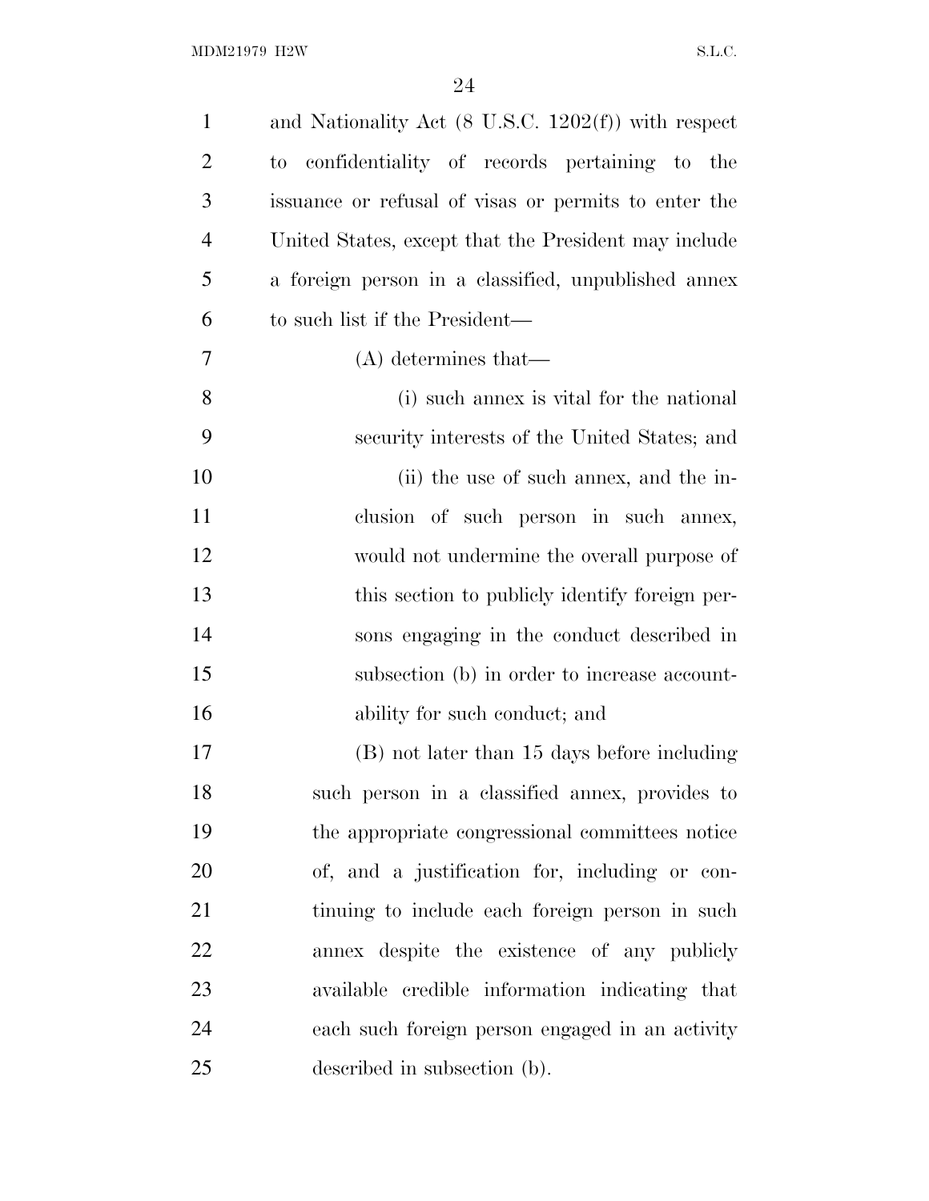and Nationality Act (8 U.S.C. 1202(f)) with respect to confidentiality of records pertaining to the issuance or refusal of visas or permits to enter the United States, except that the President may include a foreign person in a classified, unpublished annex to such list if the President—

(A) determines that—

(i) such annex is vital for the national security interests of the United States; and

(ii) the use of such annex, and the inclusion of such person in such annex, would not undermine the overall purpose of this section to publicly identify foreign persons engaging in the conduct described in subsection (b) in order to increase accountability for such conduct; and

(B) not later than 15 days before including such person in a classified annex, provides to the appropriate congressional committees notice of, and a justification for, including or continuing to include each foreign person in such annex despite the existence of any publicly available credible information indicating that each such foreign person engaged in an activity described in subsection (b).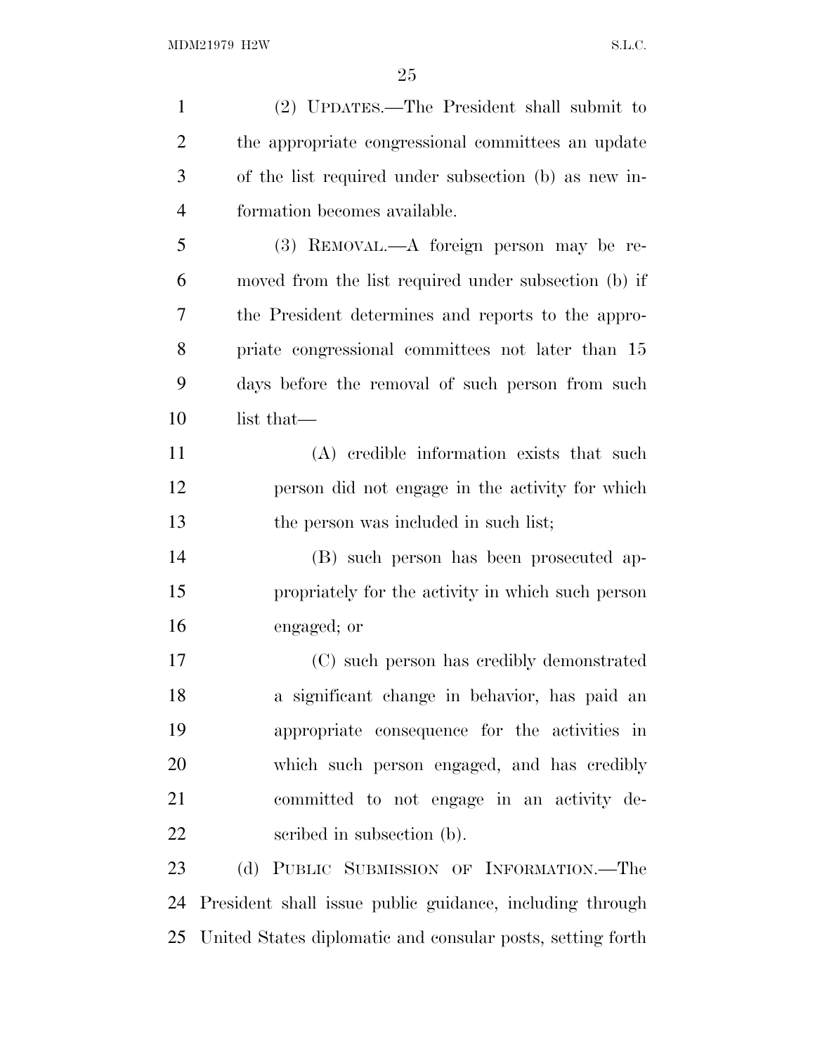(2) UPDATES.—The President shall submit to the appropriate congressional committees an update of the list required under subsection (b) as new information becomes available.

(3) REMOVAL.—A foreign person may be removed from the list required under subsection (b) if the President determines and reports to the appropriate congressional committees not later than 15 days before the removal of such person from such list that—

(A) credible information exists that such person did not engage in the activity for which the person was included in such list;

(B) such person has been prosecuted appropriately for the activity in which such person engaged; or

(C) such person has credibly demonstrated a significant change in behavior, has paid an appropriate consequence for the activities in which such person engaged, and has credibly committed to not engage in an activity described in subsection (b).

(d) PUBLIC SUBMISSION OF INFORMATION.—The President shall issue public guidance, including through United States diplomatic and consular posts, setting forth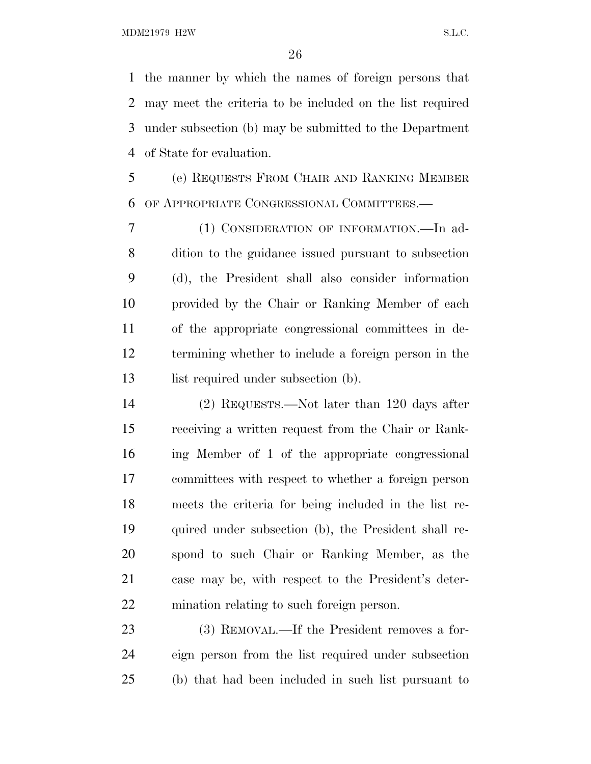the manner by which the names of foreign persons that may meet the criteria to be included on the list required under subsection (b) may be submitted to the Department of State for evaluation.

(e) REQUESTS FROM CHAIR AND RANKING MEMBER OF APPROPRIATE CONGRESSIONAL COMMITTEES.—

(1) CONSIDERATION OF INFORMATION.—In addition to the guidance issued pursuant to subsection (d), the President shall also consider information provided by the Chair or Ranking Member of each of the appropriate congressional committees in determining whether to include a foreign person in the list required under subsection (b).

(2) REQUESTS.—Not later than 120 days after receiving a written request from the Chair or Ranking Member of 1 of the appropriate congressional committees with respect to whether a foreign person meets the criteria for being included in the list required under subsection (b), the President shall respond to such Chair or Ranking Member, as the case may be, with respect to the President's determination relating to such foreign person.

(3) REMOVAL.—If the President removes a foreign person from the list required under subsection (b) that had been included in such list pursuant to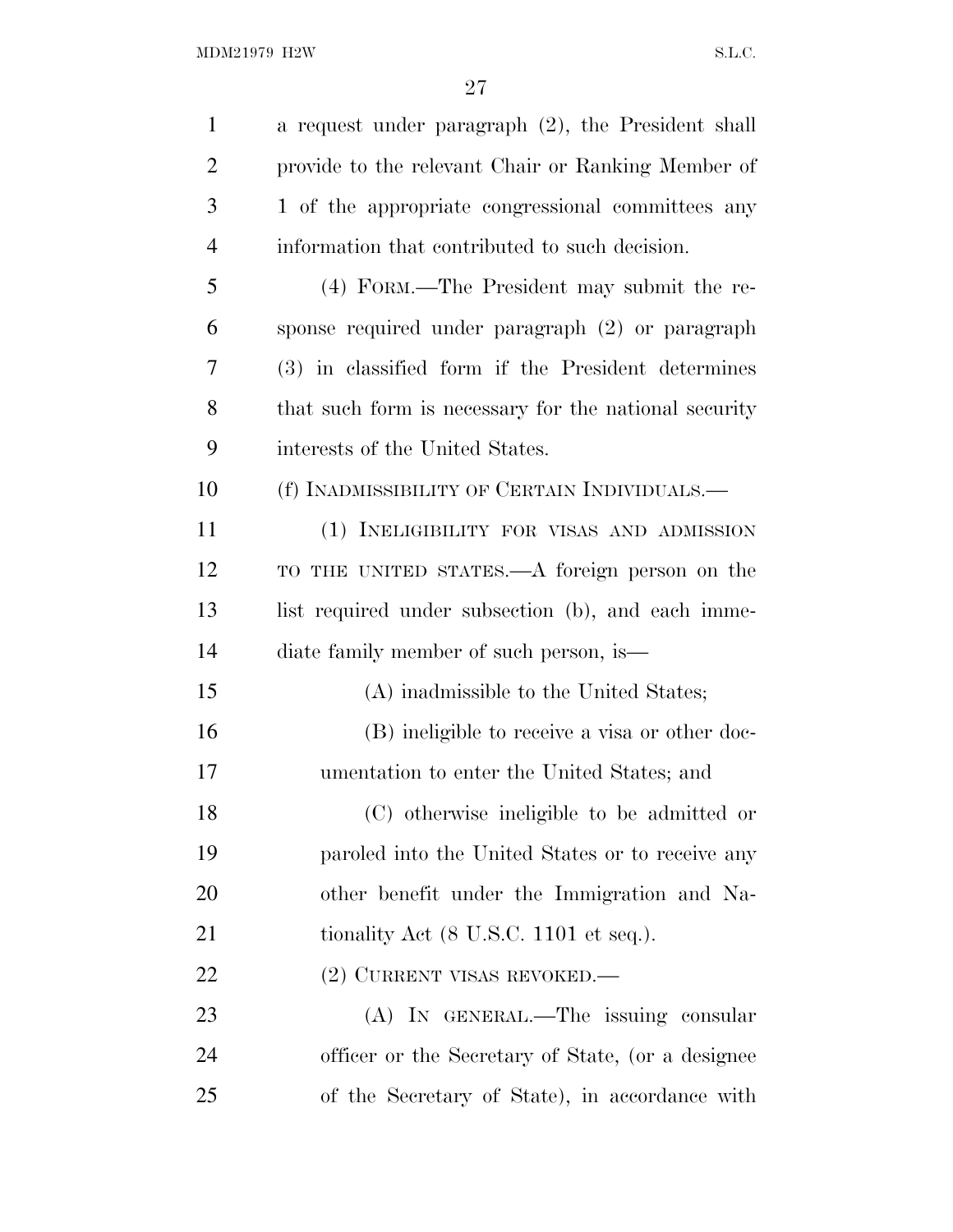a request under paragraph (2), the President shall provide to the relevant Chair or Ranking Member of 1 of the appropriate congressional committees any information that contributed to such decision.

(4) FORM.—The President may submit the response required under paragraph (2) or paragraph (3) in classified form if the President determines that such form is necessary for the national security interests of the United States.

(f) INADMISSIBILITY OF CERTAIN INDIVIDUALS.—

(1) INELIGIBILITY FOR VISAS AND ADMISSION TO THE UNITED STATES.—A foreign person on the list required under subsection (b), and each immediate family member of such person, is—

(A) inadmissible to the United States;

(B) ineligible to receive a visa or other documentation to enter the United States; and

(C) otherwise ineligible to be admitted or paroled into the United States or to receive any other benefit under the Immigration and Nationality Act (8 U.S.C. 1101 et seq.).

(2) CURRENT VISAS REVOKED.—

(A) IN GENERAL.—The issuing consular officer or the Secretary of State, (or a designee of the Secretary of State), in accordance with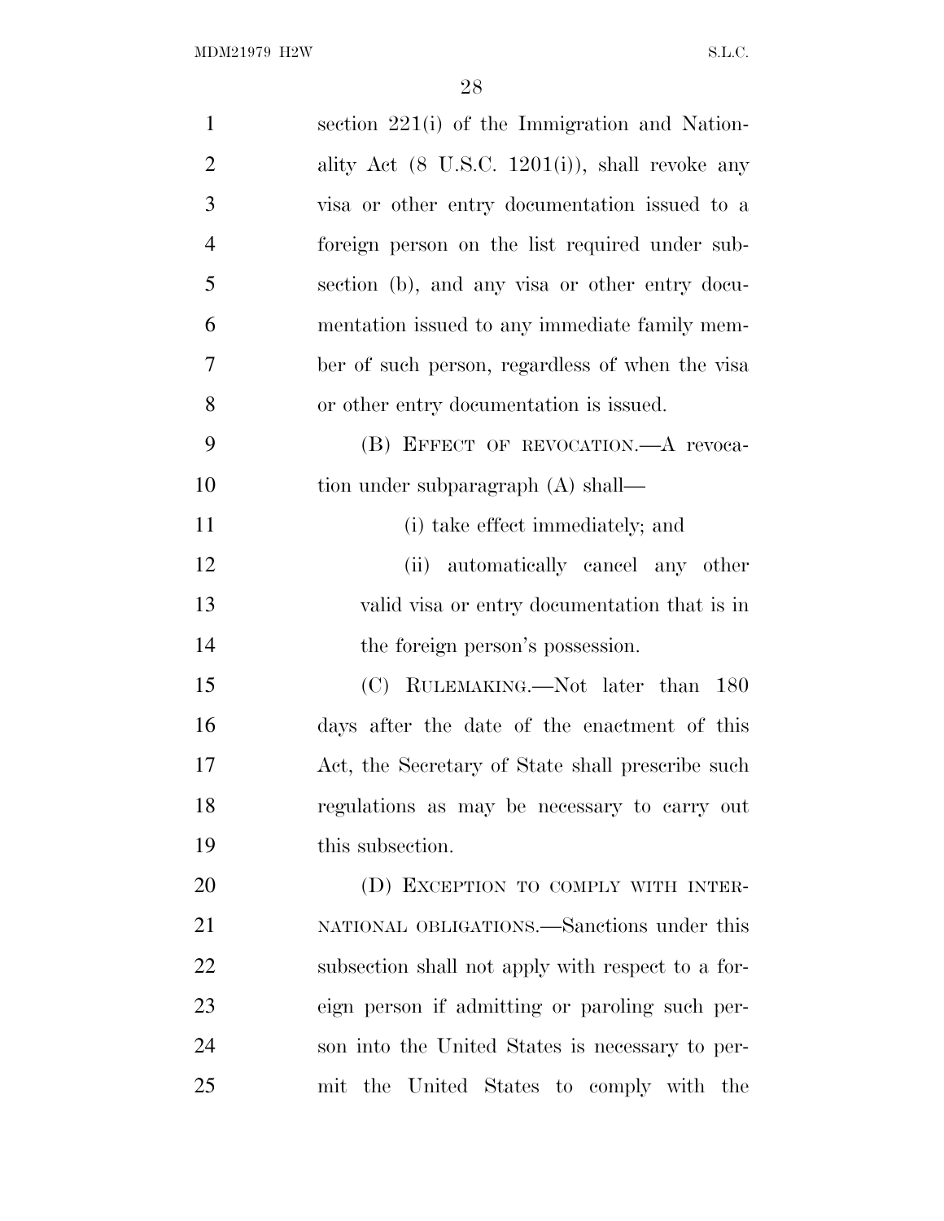section 221(i) of the Immigration and Nationality Act (8 U.S.C. 1201(i)), shall revoke any visa or other entry documentation issued to a foreign person on the list required under subsection (b), and any visa or other entry documentation issued to any immediate family member of such person, regardless of when the visa or other entry documentation is issued.

(B) EFFECT OF REVOCATION.—A revocation under subparagraph (A) shall—

(i) take effect immediately; and

(ii) automatically cancel any other valid visa or entry documentation that is in the foreign person's possession.

(C) RULEMAKING.—Not later than 180 days after the date of the enactment of this Act, the Secretary of State shall prescribe such regulations as may be necessary to carry out this subsection.

(D) EXCEPTION TO COMPLY WITH INTERNATIONAL OBLIGATIONS.—Sanctions under this subsection shall not apply with respect to a foreign person if admitting or paroling such person into the United States is necessary to permit the United States to comply with the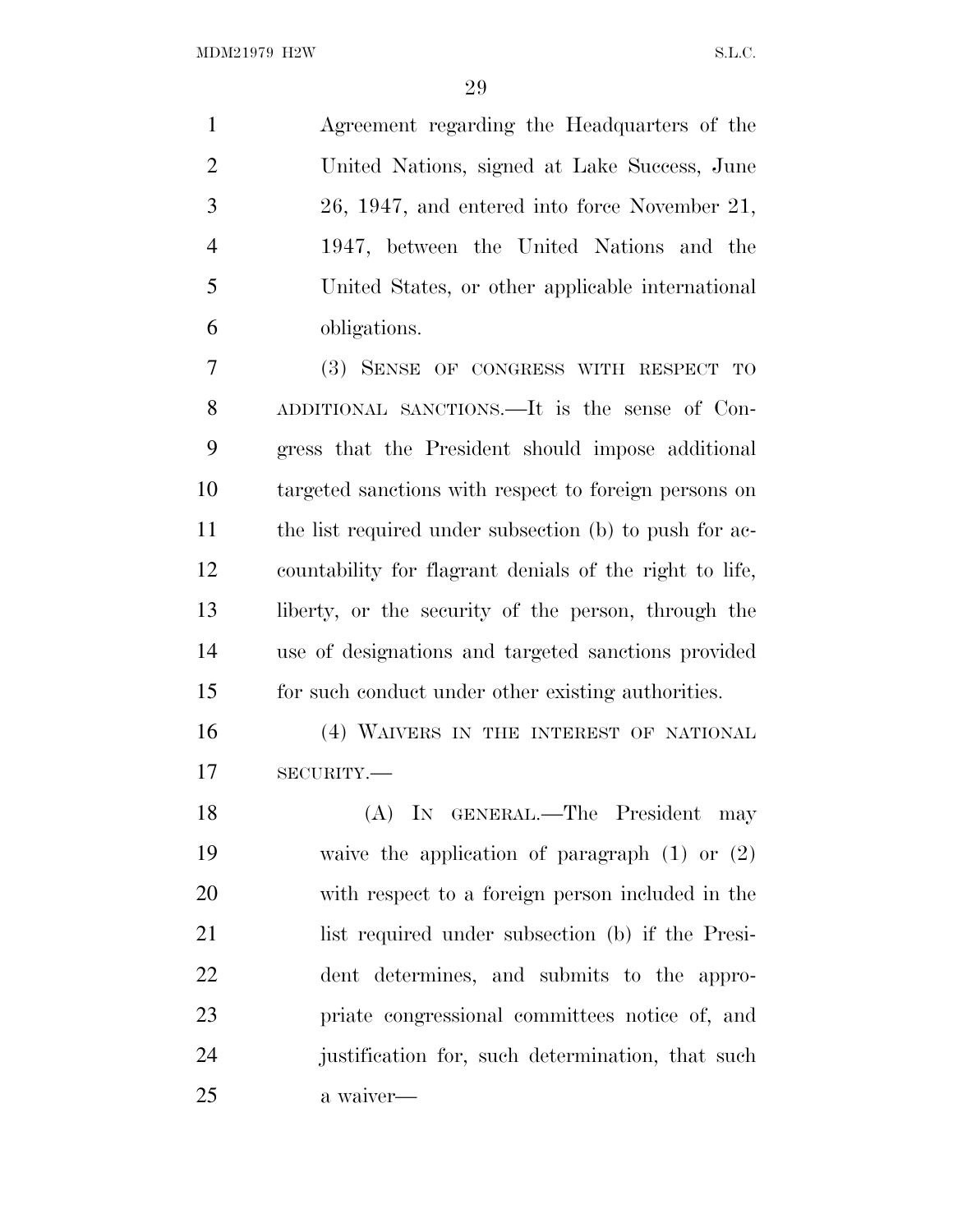Agreement regarding the Headquarters of the United Nations, signed at Lake Success, June 26, 1947, and entered into force November 21, 1947, between the United Nations and the United States, or other applicable international obligations.

(3) SENSE OF CONGRESS WITH RESPECT TO ADDITIONAL SANCTIONS.—It is the sense of Congress that the President should impose additional targeted sanctions with respect to foreign persons on the list required under subsection (b) to push for accountability for flagrant denials of the right to life, liberty, or the security of the person, through the use of designations and targeted sanctions provided for such conduct under other existing authorities.

(4) WAIVERS IN THE INTEREST OF NATIONAL SECURITY.—

(A) IN GENERAL.—The President may waive the application of paragraph (1) or (2) with respect to a foreign person included in the list required under subsection (b) if the President determines, and submits to the appropriate congressional committees notice of, and justification for, such determination, that such a waiver—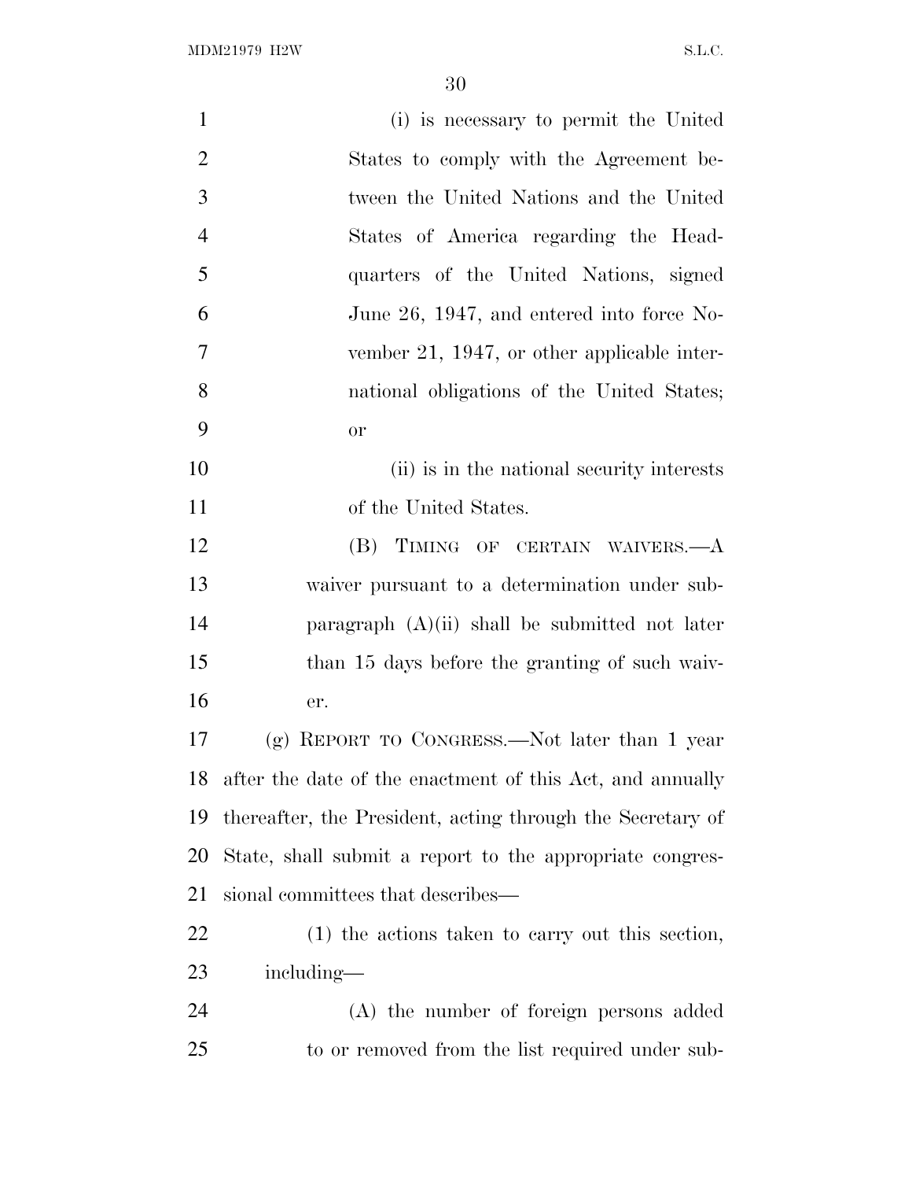(i) is necessary to permit the United States to comply with the Agreement between the United Nations and the United States of America regarding the Headquarters of the United Nations, signed June 26, 1947, and entered into force November 21, 1947, or other applicable international obligations of the United States; or

(ii) is in the national security interests of the United States.

(B) TIMING OF CERTAIN WAIVERS.—A waiver pursuant to a determination under subparagraph (A)(ii) shall be submitted not later than 15 days before the granting of such waiver.

(g) REPORT TO CONGRESS.—Not later than 1 year after the date of the enactment of this Act, and annually thereafter, the President, acting through the Secretary of State, shall submit a report to the appropriate congressional committees that describes—

(1) the actions taken to carry out this section, including—

(A) the number of foreign persons added to or removed from the list required under sub-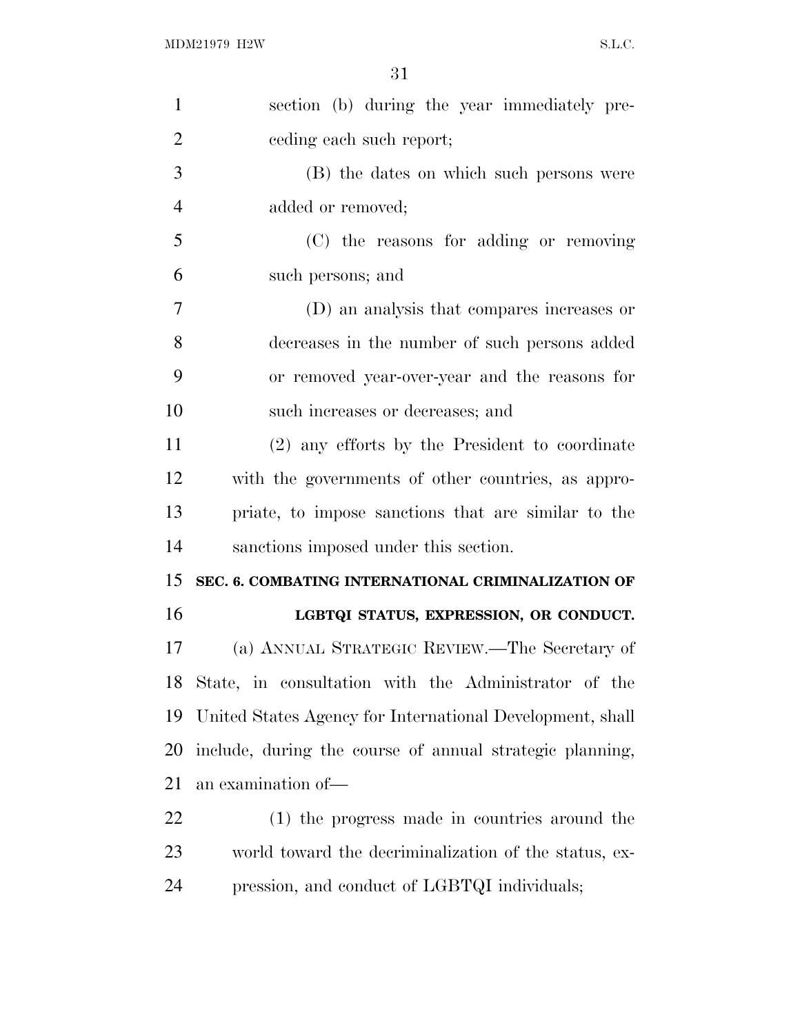section (b) during the year immediately preceding each such report;

(B) the dates on which such persons were added or removed;

(C) the reasons for adding or removing such persons; and

(D) an analysis that compares increases or decreases in the number of such persons added or removed year-over-year and the reasons for such increases or decreases; and

(2) any efforts by the President to coordinate with the governments of other countries, as appropriate, to impose sanctions that are similar to the sanctions imposed under this section.

**SEC. 6. COMBATING INTERNATIONAL CRIMINALIZATION OF LGBTQI STATUS, EXPRESSION, OR CONDUCT.**

(a) ANNUAL STRATEGIC REVIEW.—The Secretary of State, in consultation with the Administrator of the United States Agency for International Development, shall include, during the course of annual strategic planning, an examination of—

(1) the progress made in countries around the world toward the decriminalization of the status, expression, and conduct of LGBTQI individuals;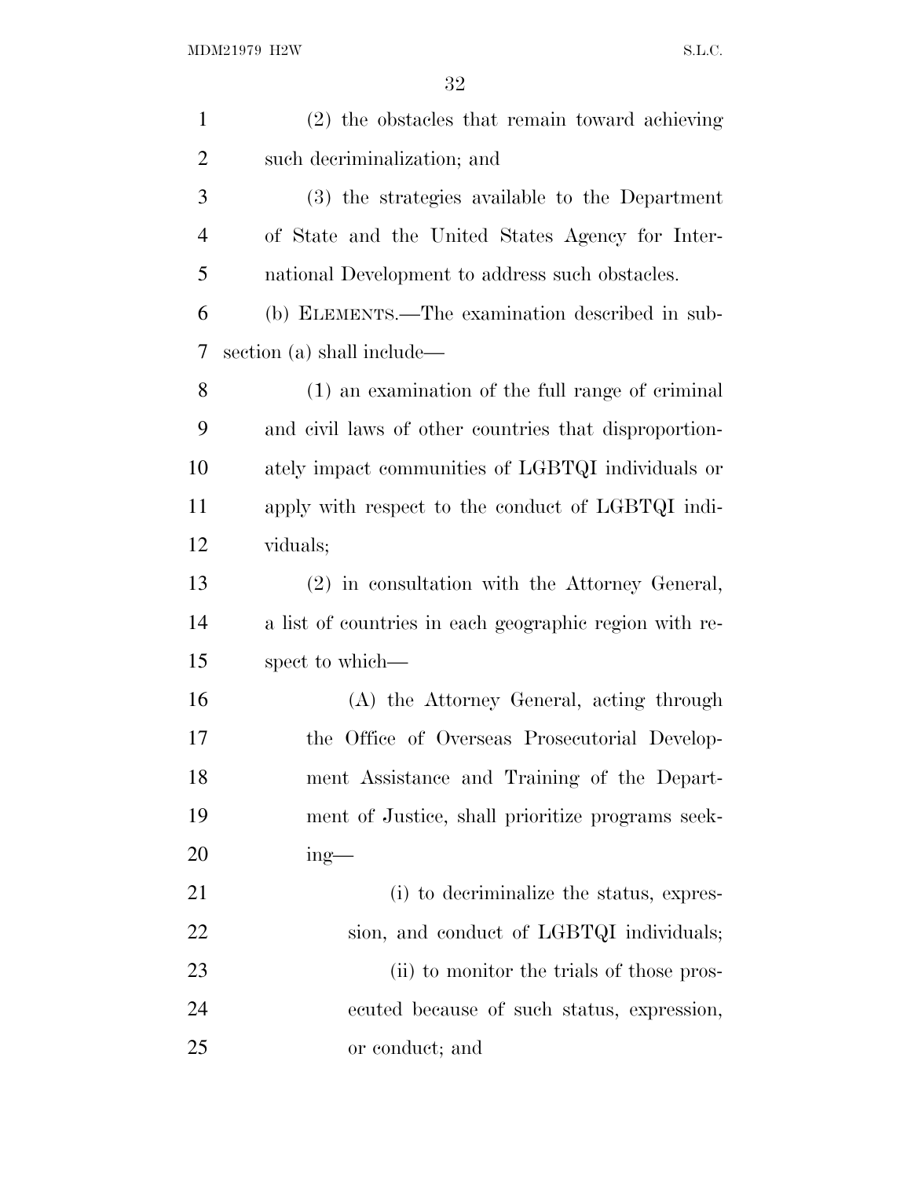(2) the obstacles that remain toward achieving such decriminalization; and

(3) the strategies available to the Department of State and the United States Agency for International Development to address such obstacles.

(b) ELEMENTS.—The examination described in subsection (a) shall include—

(1) an examination of the full range of criminal and civil laws of other countries that disproportionately impact communities of LGBTQI individuals or apply with respect to the conduct of LGBTQI individuals;

(2) in consultation with the Attorney General, a list of countries in each geographic region with respect to which—

(A) the Attorney General, acting through the Office of Overseas Prosecutorial Development Assistance and Training of the Department of Justice, shall prioritize programs seeking—

(i) to decriminalize the status, expression, and conduct of LGBTQI individuals;

(ii) to monitor the trials of those prosecuted because of such status, expression, or conduct; and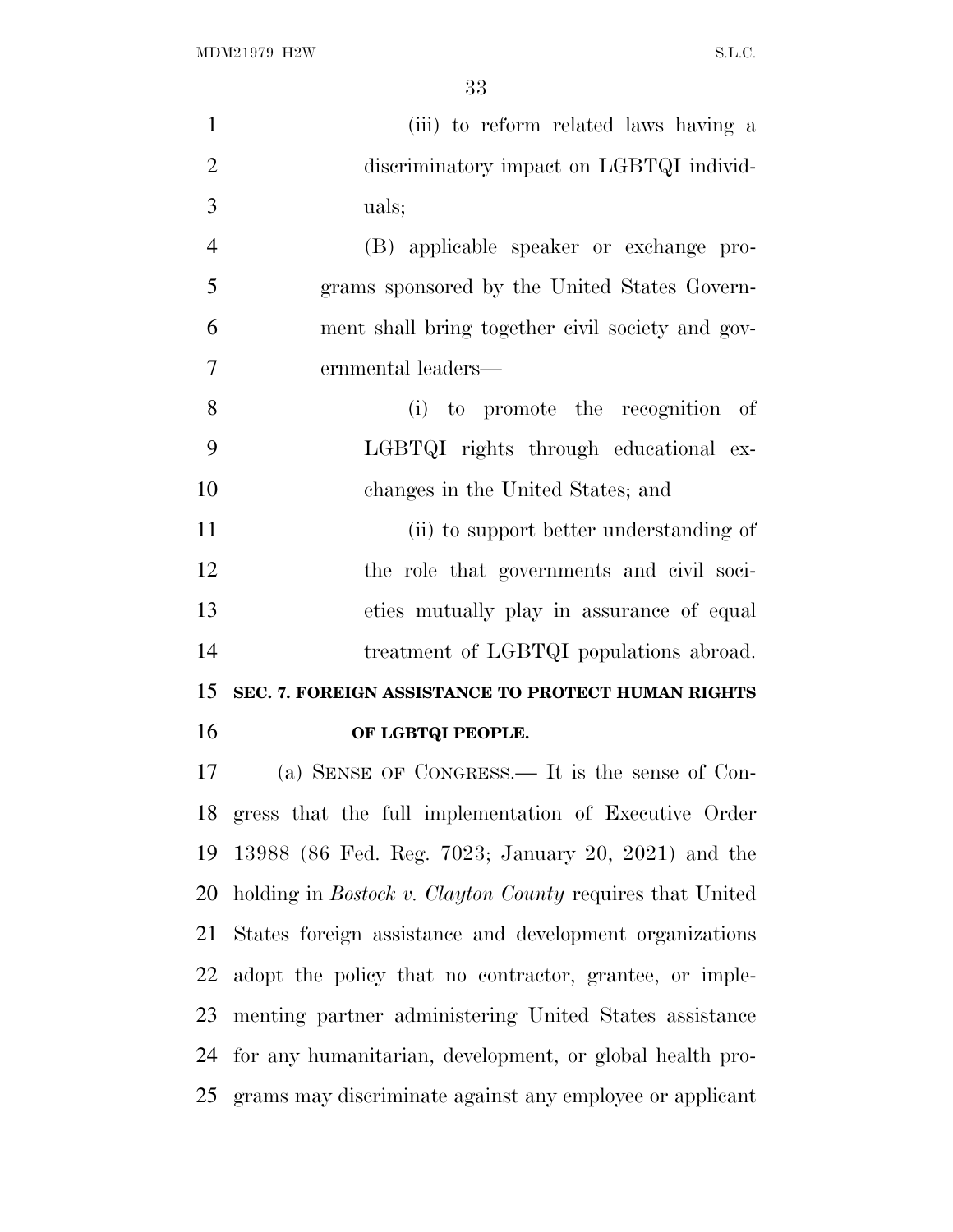(iii) to reform related laws having a discriminatory impact on LGBTQI individuals;

(B) applicable speaker or exchange programs sponsored by the United States Government shall bring together civil society and governmental leaders—

(i) to promote the recognition of LGBTQI rights through educational exchanges in the United States; and

(ii) to support better understanding of the role that governments and civil societies mutually play in assurance of equal treatment of LGBTQI populations abroad.

**SEC. 7. FOREIGN ASSISTANCE TO PROTECT HUMAN RIGHTS OF LGBTQI PEOPLE.**

(a) SENSE OF CONGRESS.— It is the sense of Congress that the full implementation of Executive Order 13988 (86 Fed. Reg. 7023; January 20, 2021) and the holding in *Bostock v. Clayton County* requires that United States foreign assistance and development organizations adopt the policy that no contractor, grantee, or implementing partner administering United States assistance for any humanitarian, development, or global health programs may discriminate against any employee or applicant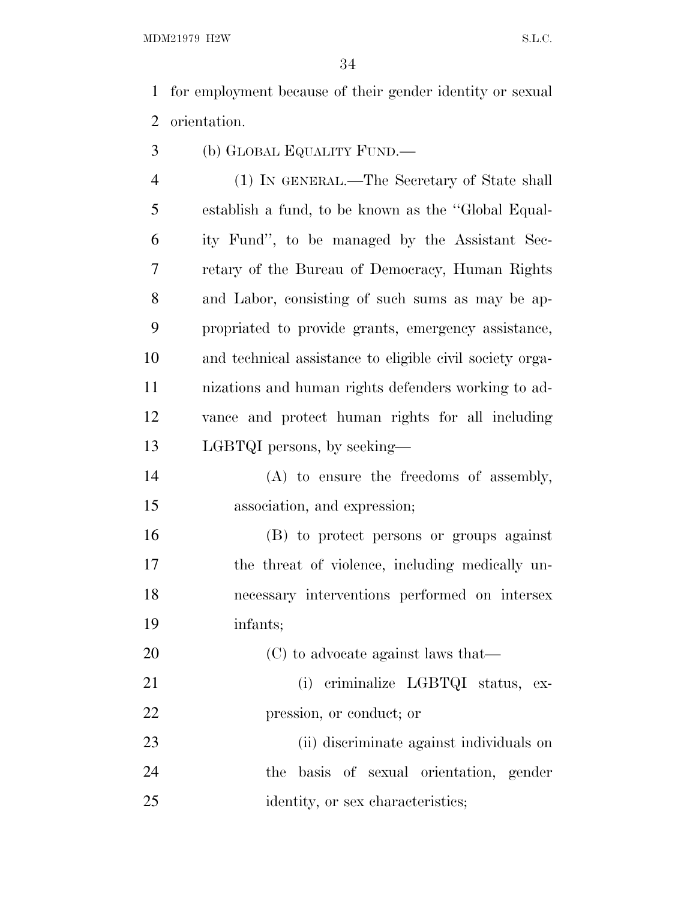for employment because of their gender identity or sexual orientation.

(b) GLOBAL EQUALITY FUND.—

(1) IN GENERAL.—The Secretary of State shall establish a fund, to be known as the ''Global Equality Fund'', to be managed by the Assistant Secretary of the Bureau of Democracy, Human Rights and Labor, consisting of such sums as may be appropriated to provide grants, emergency assistance, and technical assistance to eligible civil society organizations and human rights defenders working to advance and protect human rights for all including LGBTQI persons, by seeking—

(A) to ensure the freedoms of assembly, association, and expression;

(B) to protect persons or groups against the threat of violence, including medically unnecessary interventions performed on intersex infants;

(C) to advocate against laws that—

(i) criminalize LGBTQI status, expression, or conduct; or

(ii) discriminate against individuals on the basis of sexual orientation, gender identity, or sex characteristics;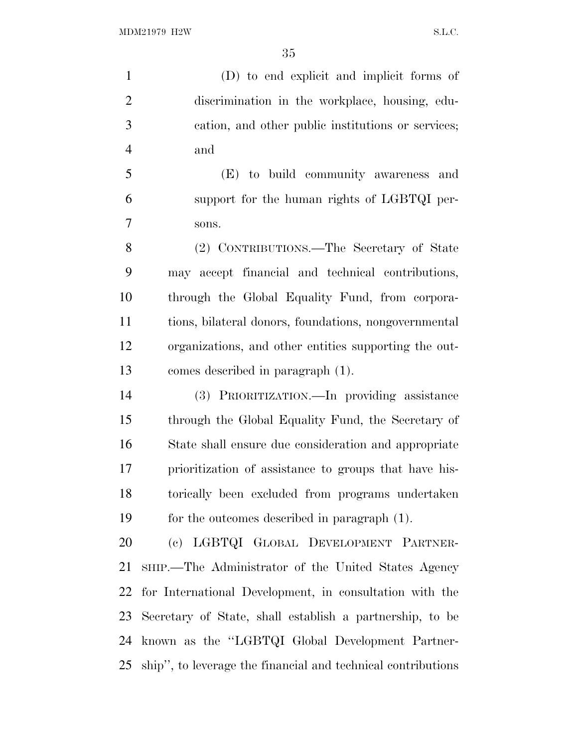(D) to end explicit and implicit forms of discrimination in the workplace, housing, education, and other public institutions or services; and

(E) to build community awareness and support for the human rights of LGBTQI persons.

(2) CONTRIBUTIONS.—The Secretary of State may accept financial and technical contributions, through the Global Equality Fund, from corporations, bilateral donors, foundations, nongovernmental organizations, and other entities supporting the outcomes described in paragraph (1).

(3) PRIORITIZATION.—In providing assistance through the Global Equality Fund, the Secretary of State shall ensure due consideration and appropriate prioritization of assistance to groups that have historically been excluded from programs undertaken for the outcomes described in paragraph (1).

(c) LGBTQI GLOBAL DEVELOPMENT PARTNERSHIP.—The Administrator of the United States Agency for International Development, in consultation with the Secretary of State, shall establish a partnership, to be known as the ''LGBTQI Global Development Partnership'', to leverage the financial and technical contributions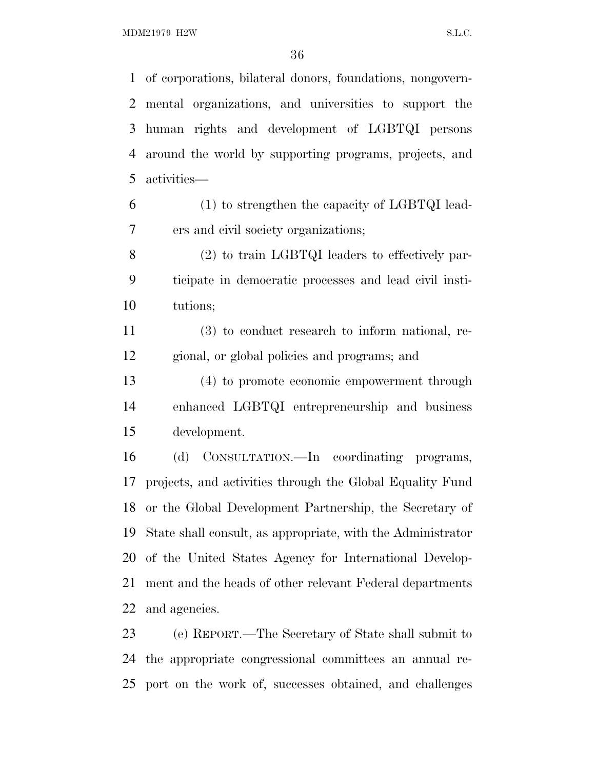of corporations, bilateral donors, foundations, nongovernmental organizations, and universities to support the human rights and development of LGBTQI persons around the world by supporting programs, projects, and activities—

(1) to strengthen the capacity of LGBTQI leaders and civil society organizations;

(2) to train LGBTQI leaders to effectively participate in democratic processes and lead civil institutions;

(3) to conduct research to inform national, regional, or global policies and programs; and

(4) to promote economic empowerment through enhanced LGBTQI entrepreneurship and business development.

(d) CONSULTATION.—In coordinating programs, projects, and activities through the Global Equality Fund or the Global Development Partnership, the Secretary of State shall consult, as appropriate, with the Administrator of the United States Agency for International Development and the heads of other relevant Federal departments and agencies.

(e) REPORT.—The Secretary of State shall submit to the appropriate congressional committees an annual report on the work of, successes obtained, and challenges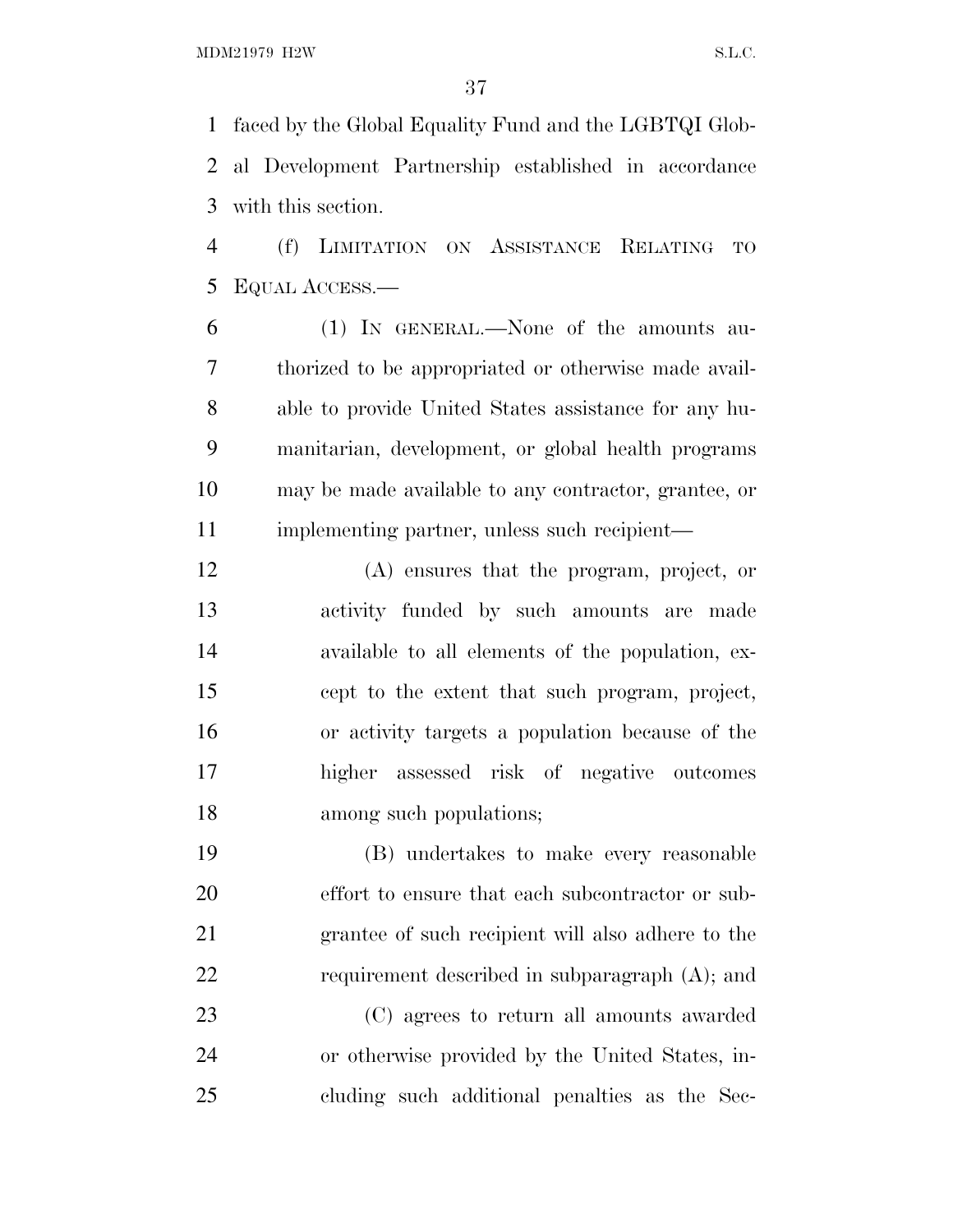faced by the Global Equality Fund and the LGBTQI Global Development Partnership established in accordance with this section.

(f) LIMITATION ON ASSISTANCE RELATING TO EQUAL ACCESS.—

(1) IN GENERAL.—None of the amounts authorized to be appropriated or otherwise made available to provide United States assistance for any humanitarian, development, or global health programs may be made available to any contractor, grantee, or implementing partner, unless such recipient—

(A) ensures that the program, project, or activity funded by such amounts are made available to all elements of the population, except to the extent that such program, project, or activity targets a population because of the higher assessed risk of negative outcomes among such populations;

(B) undertakes to make every reasonable effort to ensure that each subcontractor or subgrantee of such recipient will also adhere to the requirement described in subparagraph (A); and

(C) agrees to return all amounts awarded or otherwise provided by the United States, including such additional penalties as the Sec-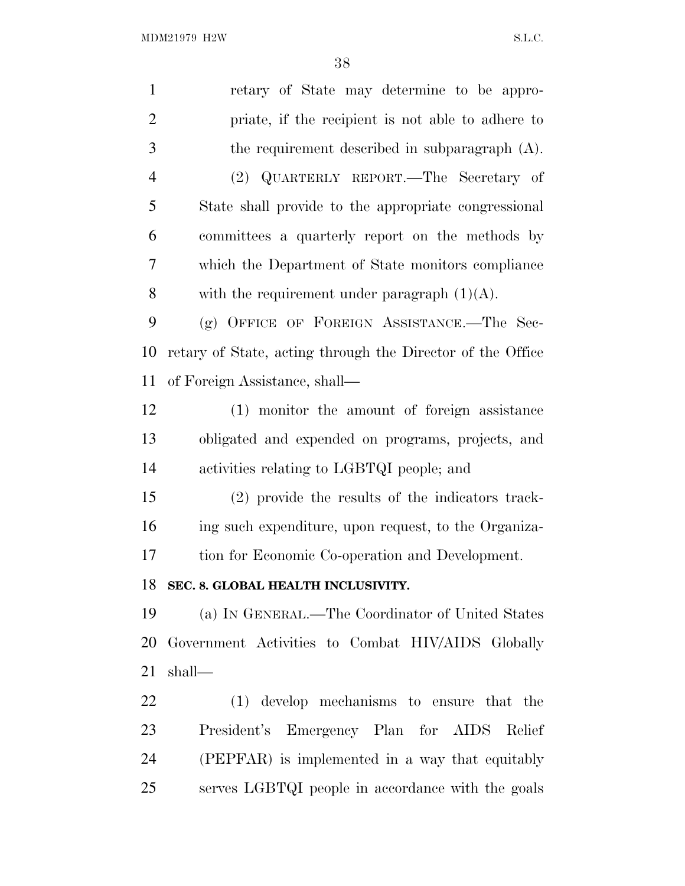retary of State may determine to be appropriate, if the recipient is not able to adhere to the requirement described in subparagraph (A).

(2) QUARTERLY REPORT.—The Secretary of State shall provide to the appropriate congressional committees a quarterly report on the methods by which the Department of State monitors compliance with the requirement under paragraph (1)(A).

(g) OFFICE OF FOREIGN ASSISTANCE.—The Secretary of State, acting through the Director of the Office of Foreign Assistance, shall—

(1) monitor the amount of foreign assistance obligated and expended on programs, projects, and activities relating to LGBTQI people; and

(2) provide the results of the indicators tracking such expenditure, upon request, to the Organization for Economic Co-operation and Development.

**SEC. 8. GLOBAL HEALTH INCLUSIVITY.**

(a) IN GENERAL.—The Coordinator of United States Government Activities to Combat HIV/AIDS Globally shall—

(1) develop mechanisms to ensure that the President's Emergency Plan for AIDS Relief (PEPFAR) is implemented in a way that equitably serves LGBTQI people in accordance with the goals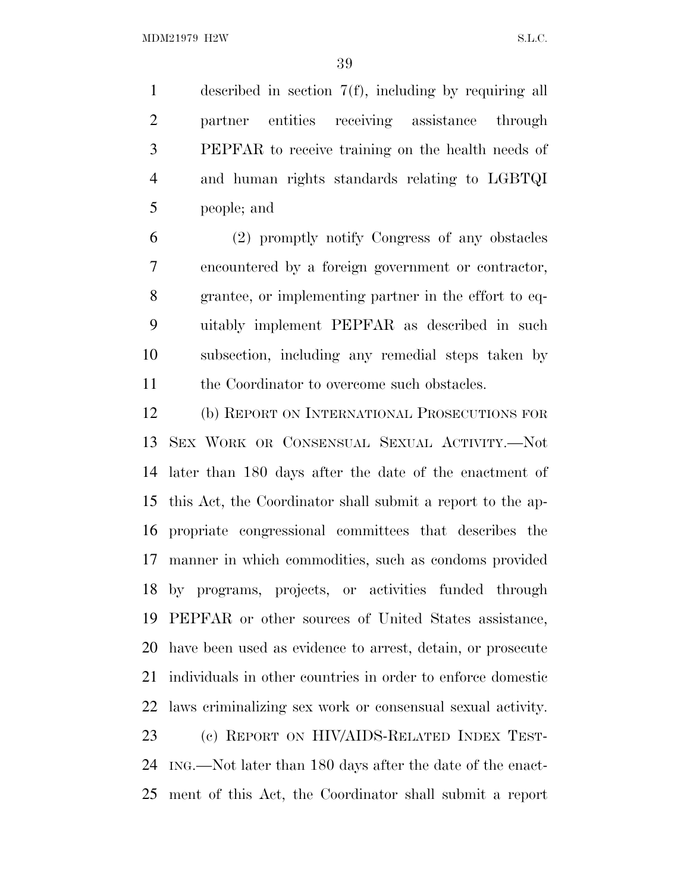described in section 7(f), including by requiring all partner entities receiving assistance through PEPFAR to receive training on the health needs of and human rights standards relating to LGBTQI people; and

(2) promptly notify Congress of any obstacles encountered by a foreign government or contractor, grantee, or implementing partner in the effort to equitably implement PEPFAR as described in such subsection, including any remedial steps taken by the Coordinator to overcome such obstacles.

(b) REPORT ON INTERNATIONAL PROSECUTIONS FOR SEX WORK OR CONSENSUAL SEXUAL ACTIVITY.—Not later than 180 days after the date of the enactment of this Act, the Coordinator shall submit a report to the appropriate congressional committees that describes the manner in which commodities, such as condoms provided by programs, projects, or activities funded through PEPFAR or other sources of United States assistance, have been used as evidence to arrest, detain, or prosecute individuals in other countries in order to enforce domestic laws criminalizing sex work or consensual sexual activity.

(c) REPORT ON HIV/AIDS-RELATED INDEX TESTING.—Not later than 180 days after the date of the enactment of this Act, the Coordinator shall submit a report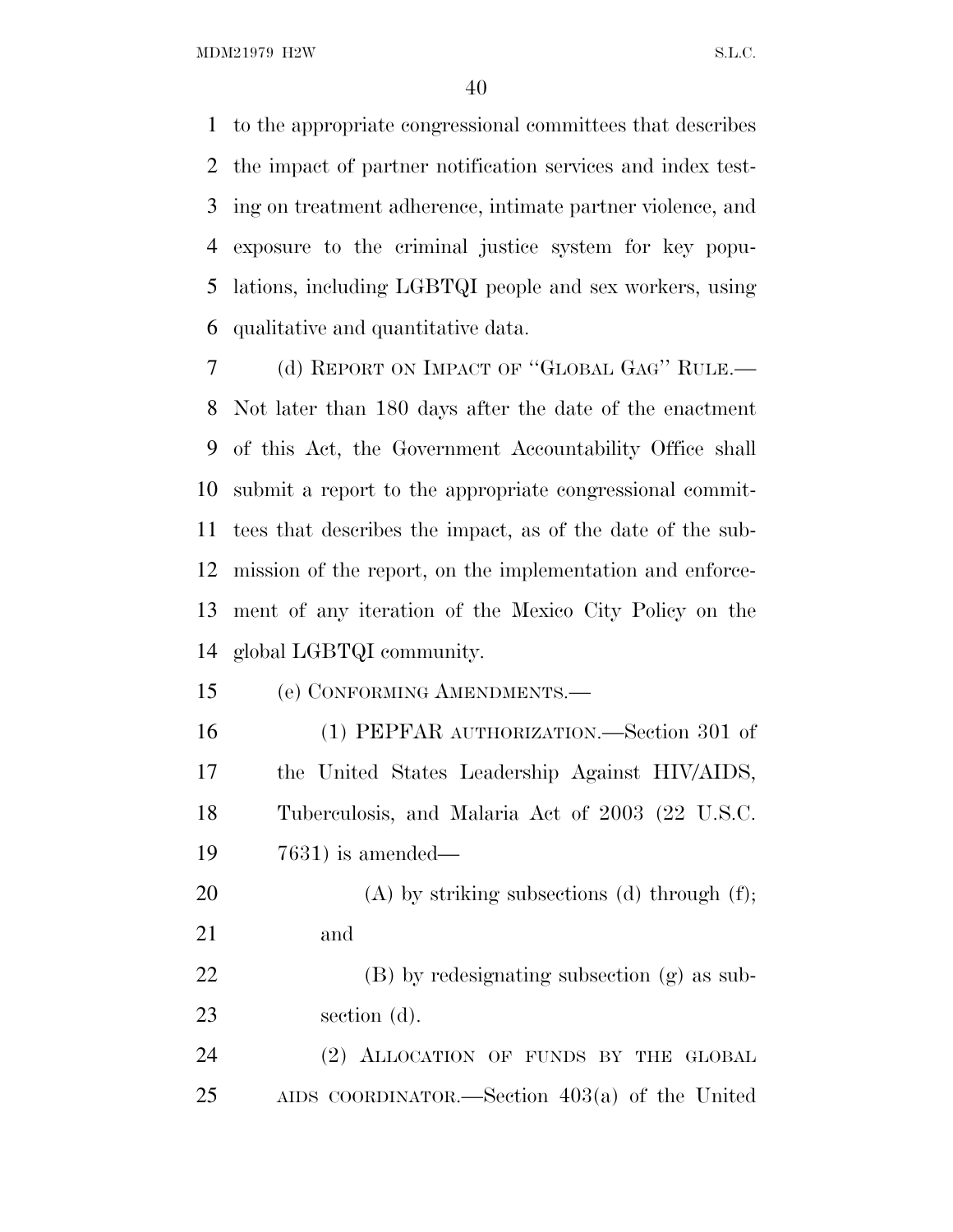to the appropriate congressional committees that describes the impact of partner notification services and index testing on treatment adherence, intimate partner violence, and exposure to the criminal justice system for key populations, including LGBTQI people and sex workers, using qualitative and quantitative data.

(d) REPORT ON IMPACT OF "GLOBAL GAG" RULE.— Not later than 180 days after the date of the enactment of this Act, the Government Accountability Office shall submit a report to the appropriate congressional committees that describes the impact, as of the date of the submission of the report, on the implementation and enforcement of any iteration of the Mexico City Policy on the global LGBTQI community.

(e) CONFORMING AMENDMENTS.—

(1) PEPFAR AUTHORIZATION.—Section 301 of the United States Leadership Against HIV/AIDS, Tuberculosis, and Malaria Act of 2003 (22 U.S.C. 7631) is amended—

(A) by striking subsections (d) through (f); and

(B) by redesignating subsection (g) as subsection (d).

(2) ALLOCATION OF FUNDS BY THE GLOBAL AIDS COORDINATOR.—Section 403(a) of the United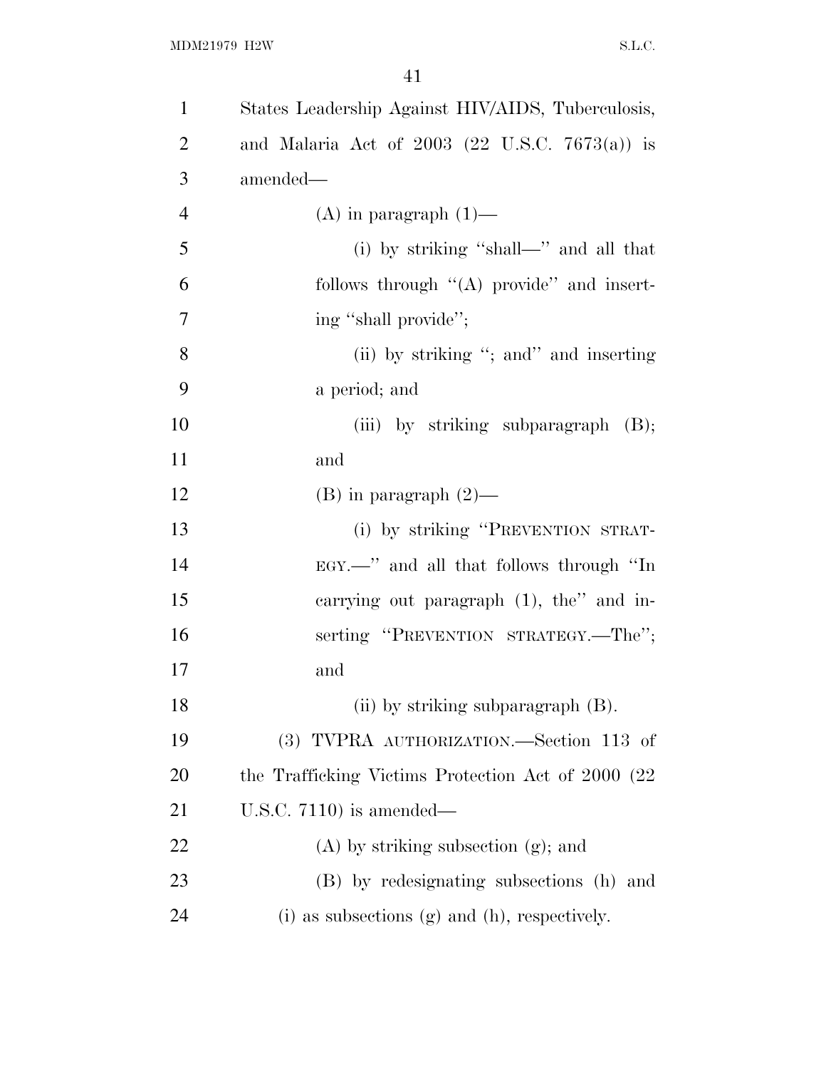States Leadership Against HIV/AIDS, Tuberculosis, and Malaria Act of 2003 (22 U.S.C. 7673(a)) is amended—

(A) in paragraph (1)—

(i) by striking "shall—" and all that follows through "(A) provide" and inserting "shall provide";

(ii) by striking "; and" and inserting a period; and

(iii) by striking subparagraph (B); and

(B) in paragraph (2)—

(i) by striking "PREVENTION STRATEGY.—" and all that follows through "In carrying out paragraph (1), the" and inserting "PREVENTION STRATEGY.—The"; and

(ii) by striking subparagraph (B).

(3) TVPRA AUTHORIZATION.—Section 113 of the Trafficking Victims Protection Act of 2000 (22 U.S.C. 7110) is amended—

(A) by striking subsection (g); and

(B) by redesignating subsections (h) and (i) as subsections (g) and (h), respectively.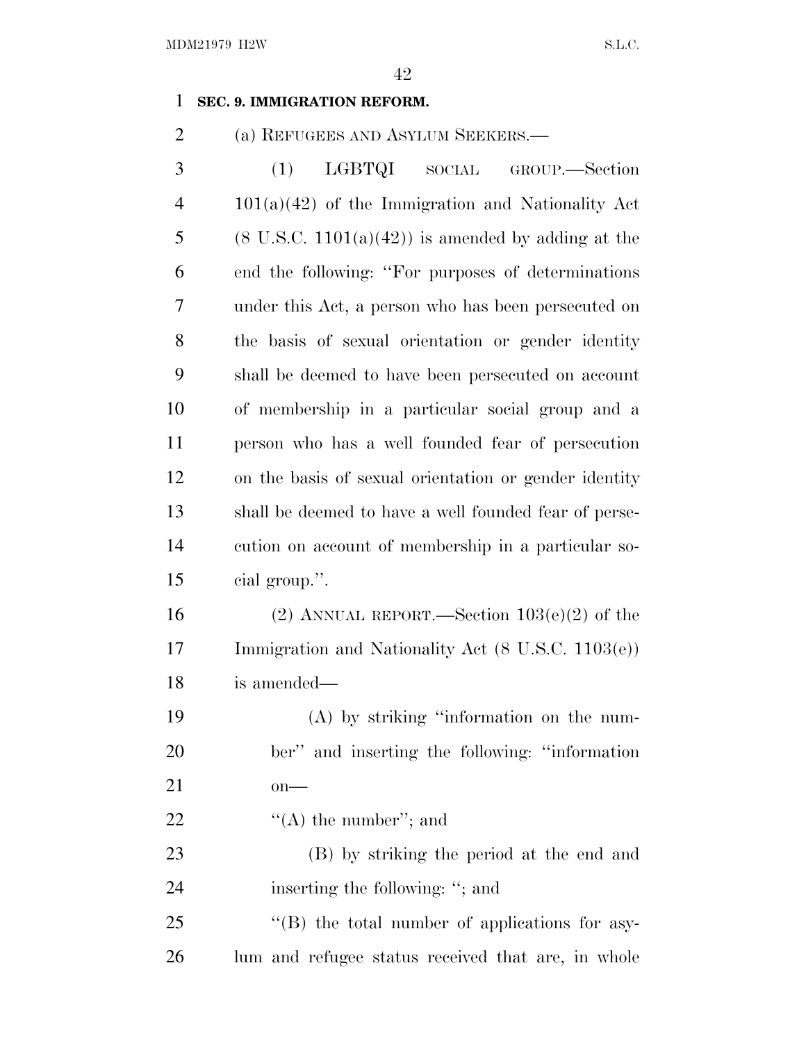**SEC. 9. IMMIGRATION REFORM.**

(a) REFUGEES AND ASYLUM SEEKERS.—

(1) LGBTQI SOCIAL GROUP.—Section 101(a)(42) of the Immigration and Nationality Act (8 U.S.C. 1101(a)(42)) is amended by adding at the end the following: ''For purposes of determinations under this Act, a person who has been persecuted on the basis of sexual orientation or gender identity shall be deemed to have been persecuted on account of membership in a particular social group and a person who has a well founded fear of persecution on the basis of sexual orientation or gender identity shall be deemed to have a well founded fear of persecution on account of membership in a particular social group.''.

(2) ANNUAL REPORT.—Section 103(e)(2) of the Immigration and Nationality Act (8 U.S.C. 1103(e)) is amended—

(A) by striking ''information on the number'' and inserting the following: ''information on—

''(A) the number''; and

(B) by striking the period at the end and inserting the following: ''; and

''(B) the total number of applications for asylum and refugee status received that are, in whole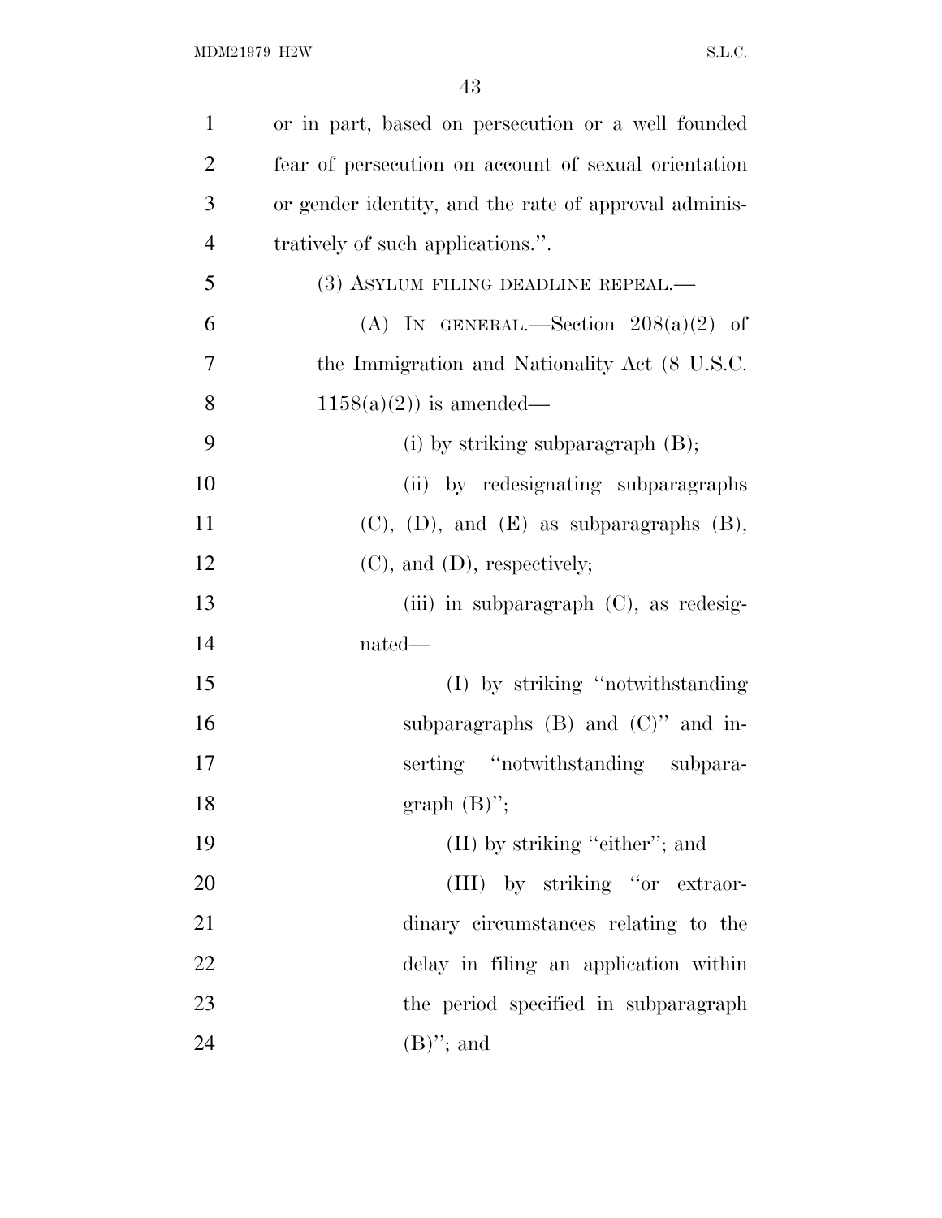or in part, based on persecution or a well founded fear of persecution on account of sexual orientation or gender identity, and the rate of approval administratively of such applications.''.

(3) ASYLUM FILING DEADLINE REPEAL.—

(A) IN GENERAL.—Section 208(a)(2) of the Immigration and Nationality Act (8 U.S.C. 1158(a)(2)) is amended—

(i) by striking subparagraph (B);

(ii) by redesignating subparagraphs (C), (D), and (E) as subparagraphs (B), (C), and (D), respectively;

(iii) in subparagraph (C), as redesignated—

(I) by striking ''notwithstanding subparagraphs (B) and (C)'' and inserting ''notwithstanding subparagraph (B)'';

(II) by striking ''either''; and

(III) by striking ''or extraordinary circumstances relating to the delay in filing an application within the period specified in subparagraph (B)''; and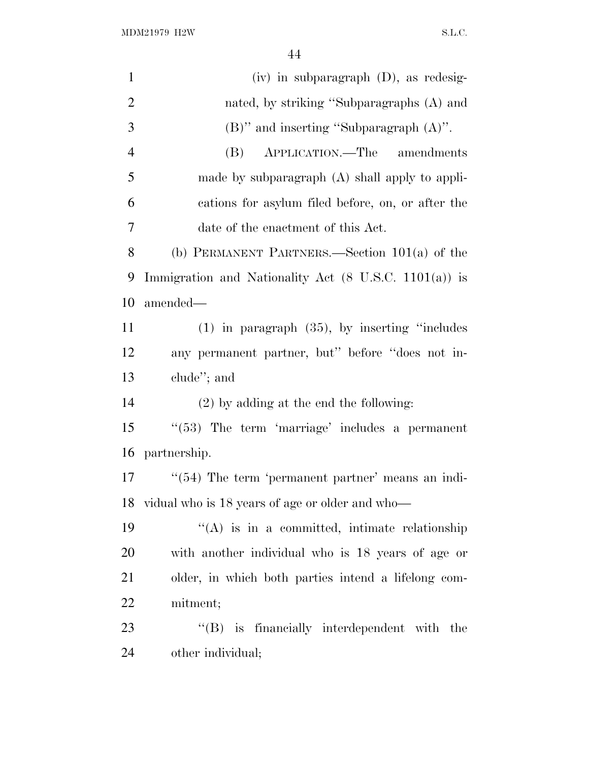(iv) in subparagraph (D), as redesignated, by striking "Subparagraphs (A) and (B)" and inserting "Subparagraph (A)".

(B) APPLICATION.—The amendments made by subparagraph (A) shall apply to applications for asylum filed before, on, or after the date of the enactment of this Act.

(b) PERMANENT PARTNERS.—Section 101(a) of the Immigration and Nationality Act (8 U.S.C. 1101(a)) is amended—

(1) in paragraph (35), by inserting "includes any permanent partner, but" before "does not include"; and

(2) by adding at the end the following:

"(53) The term 'marriage' includes a permanent partnership.

"(54) The term 'permanent partner' means an individual who is 18 years of age or older and who—

"(A) is in a committed, intimate relationship with another individual who is 18 years of age or older, in which both parties intend a lifelong commitment;

"(B) is financially interdependent with the other individual;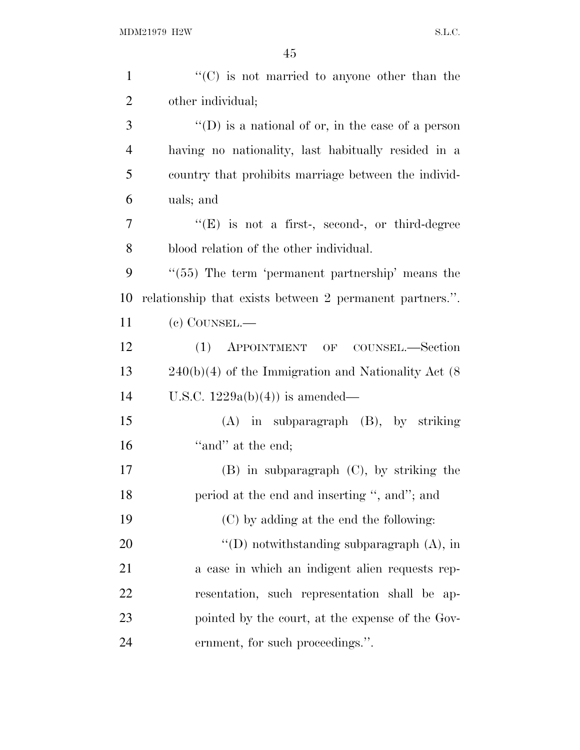''(C) is not married to anyone other than the other individual;

''(D) is a national of or, in the case of a person having no nationality, last habitually resided in a country that prohibits marriage between the individuals; and

''(E) is not a first-, second-, or third-degree blood relation of the other individual.

''(55) The term 'permanent partnership' means the relationship that exists between 2 permanent partners.''.

(c) COUNSEL.—

(1) APPOINTMENT OF COUNSEL.—Section 240(b)(4) of the Immigration and Nationality Act (8 U.S.C. 1229a(b)(4)) is amended—

(A) in subparagraph (B), by striking ''and'' at the end;

(B) in subparagraph (C), by striking the period at the end and inserting '', and''; and

(C) by adding at the end the following:

''(D) notwithstanding subparagraph (A), in a case in which an indigent alien requests representation, such representation shall be appointed by the court, at the expense of the Government, for such proceedings.''.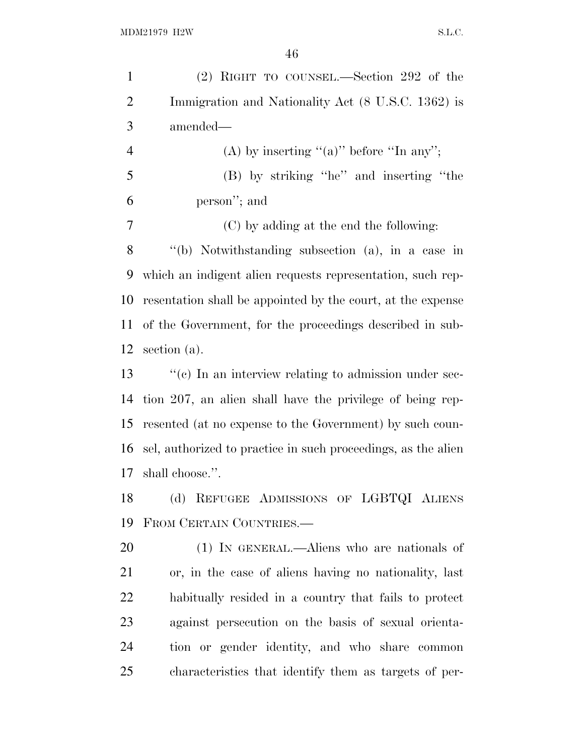(2) RIGHT TO COUNSEL.—Section 292 of the Immigration and Nationality Act (8 U.S.C. 1362) is amended—

(A) by inserting "(a)" before "In any";

(B) by striking "he" and inserting "the person"; and

(C) by adding at the end the following:

"(b) Notwithstanding subsection (a), in a case in which an indigent alien requests representation, such representation shall be appointed by the court, at the expense of the Government, for the proceedings described in subsection (a).

"(c) In an interview relating to admission under section 207, an alien shall have the privilege of being represented (at no expense to the Government) by such counsel, authorized to practice in such proceedings, as the alien shall choose.".

(d) REFUGEE ADMISSIONS OF LGBTQI ALIENS FROM CERTAIN COUNTRIES.—

(1) IN GENERAL.—Aliens who are nationals of or, in the case of aliens having no nationality, last habitually resided in a country that fails to protect against persecution on the basis of sexual orientation or gender identity, and who share common characteristics that identify them as targets of per-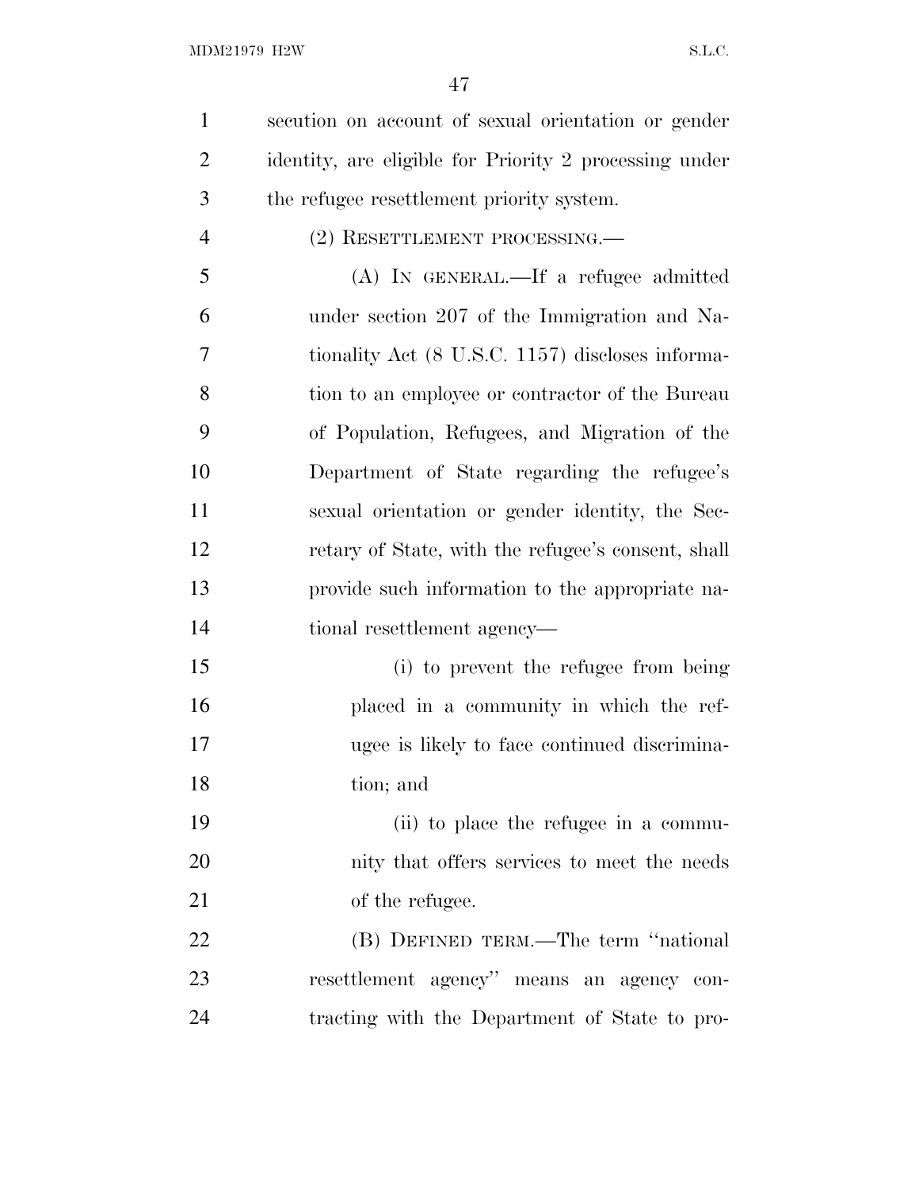secution on account of sexual orientation or gender identity, are eligible for Priority 2 processing under the refugee resettlement priority system.

(2) RESETTLEMENT PROCESSING.—

(A) IN GENERAL.—If a refugee admitted under section 207 of the Immigration and Nationality Act (8 U.S.C. 1157) discloses information to an employee or contractor of the Bureau of Population, Refugees, and Migration of the Department of State regarding the refugee's sexual orientation or gender identity, the Secretary of State, with the refugee's consent, shall provide such information to the appropriate national resettlement agency—

(i) to prevent the refugee from being placed in a community in which the refugee is likely to face continued discrimination; and

(ii) to place the refugee in a community that offers services to meet the needs of the refugee.

(B) DEFINED TERM.—The term ''national resettlement agency'' means an agency contracting with the Department of State to pro-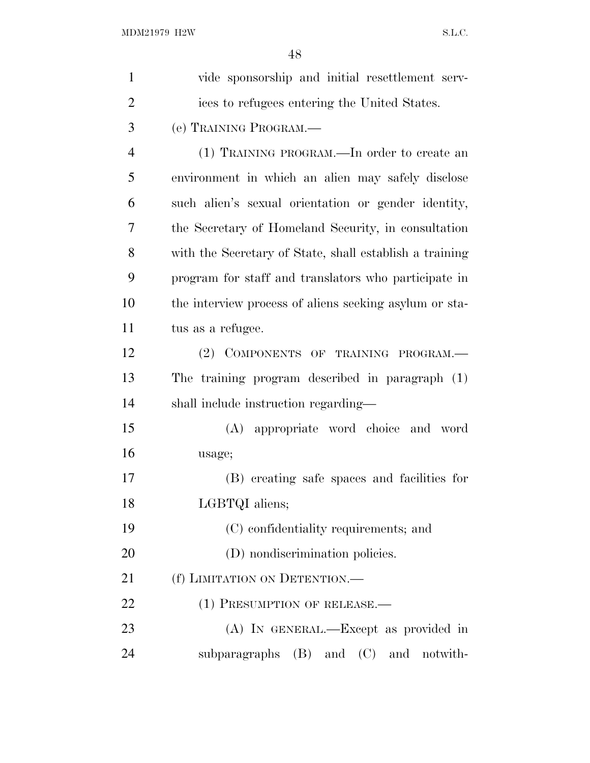vide sponsorship and initial resettlement services to refugees entering the United States.

(e) TRAINING PROGRAM.—

(1) TRAINING PROGRAM.—In order to create an environment in which an alien may safely disclose such alien's sexual orientation or gender identity, the Secretary of Homeland Security, in consultation with the Secretary of State, shall establish a training program for staff and translators who participate in the interview process of aliens seeking asylum or status as a refugee.

(2) COMPONENTS OF TRAINING PROGRAM.— The training program described in paragraph (1) shall include instruction regarding—

(A) appropriate word choice and word usage;

(B) creating safe spaces and facilities for LGBTQI aliens;

(C) confidentiality requirements; and

(D) nondiscrimination policies.

(f) LIMITATION ON DETENTION.—

(1) PRESUMPTION OF RELEASE.—

(A) IN GENERAL.—Except as provided in subparagraphs (B) and (C) and notwith-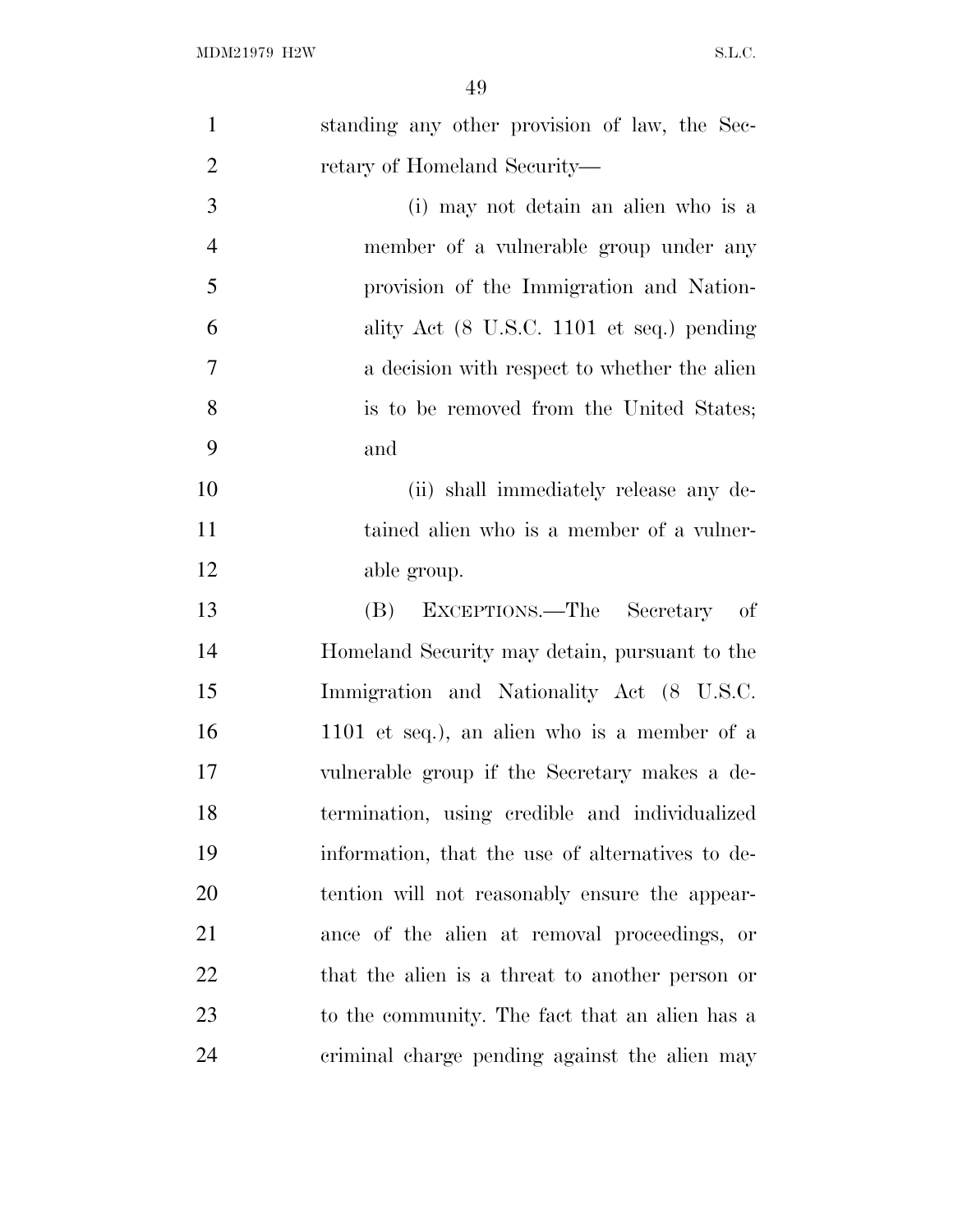standing any other provision of law, the Secretary of Homeland Security—

(i) may not detain an alien who is a member of a vulnerable group under any provision of the Immigration and Nationality Act (8 U.S.C. 1101 et seq.) pending a decision with respect to whether the alien is to be removed from the United States; and

(ii) shall immediately release any detained alien who is a member of a vulnerable group.

(B) EXCEPTIONS.—The Secretary of Homeland Security may detain, pursuant to the Immigration and Nationality Act (8 U.S.C. 1101 et seq.), an alien who is a member of a vulnerable group if the Secretary makes a determination, using credible and individualized information, that the use of alternatives to detention will not reasonably ensure the appearance of the alien at removal proceedings, or that the alien is a threat to another person or to the community. The fact that an alien has a criminal charge pending against the alien may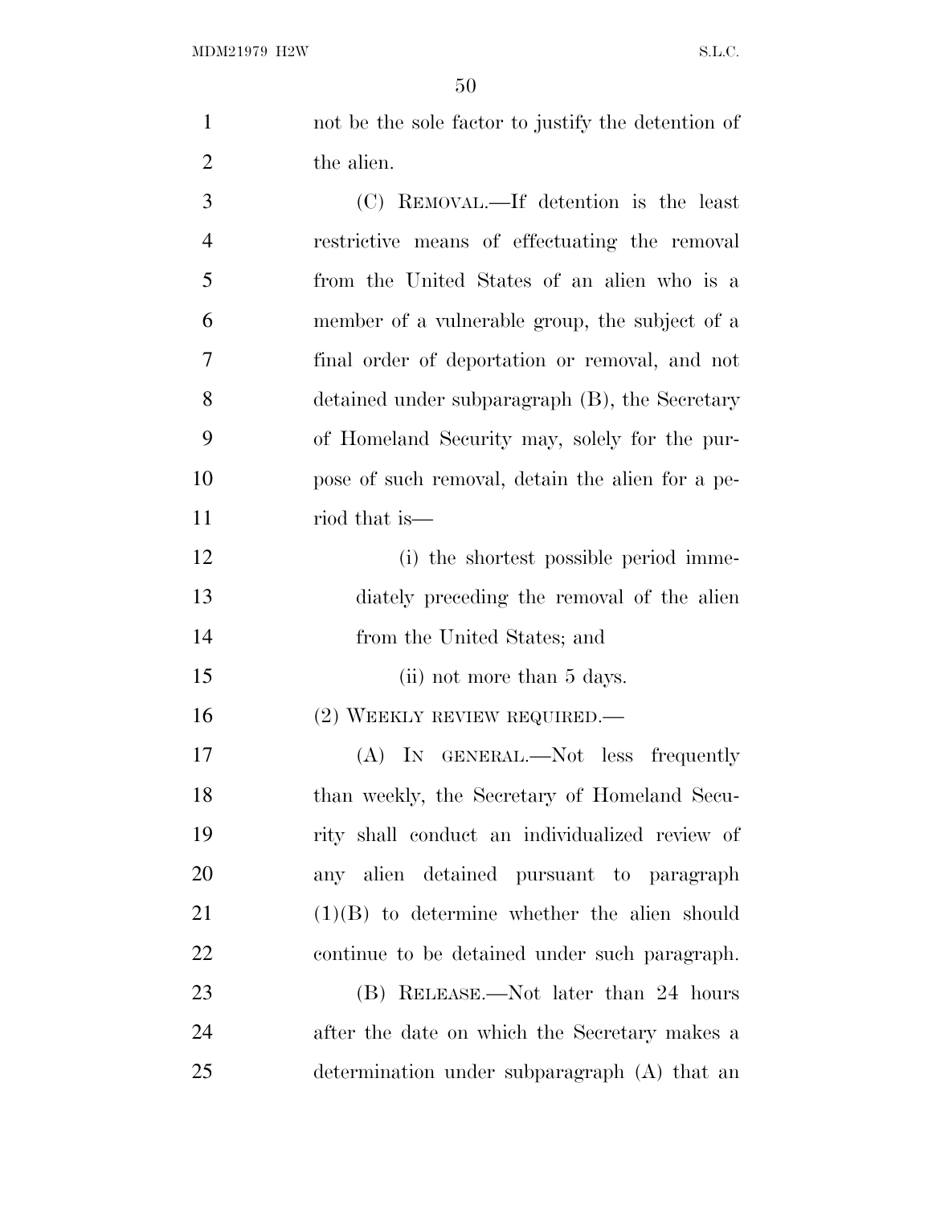not be the sole factor to justify the detention of the alien.

(C) REMOVAL.—If detention is the least restrictive means of effectuating the removal from the United States of an alien who is a member of a vulnerable group, the subject of a final order of deportation or removal, and not detained under subparagraph (B), the Secretary of Homeland Security may, solely for the purpose of such removal, detain the alien for a period that is—

(i) the shortest possible period immediately preceding the removal of the alien from the United States; and

(ii) not more than 5 days.

(2) WEEKLY REVIEW REQUIRED.—

(A) IN GENERAL.—Not less frequently than weekly, the Secretary of Homeland Security shall conduct an individualized review of any alien detained pursuant to paragraph (1)(B) to determine whether the alien should continue to be detained under such paragraph.

(B) RELEASE.—Not later than 24 hours after the date on which the Secretary makes a determination under subparagraph (A) that an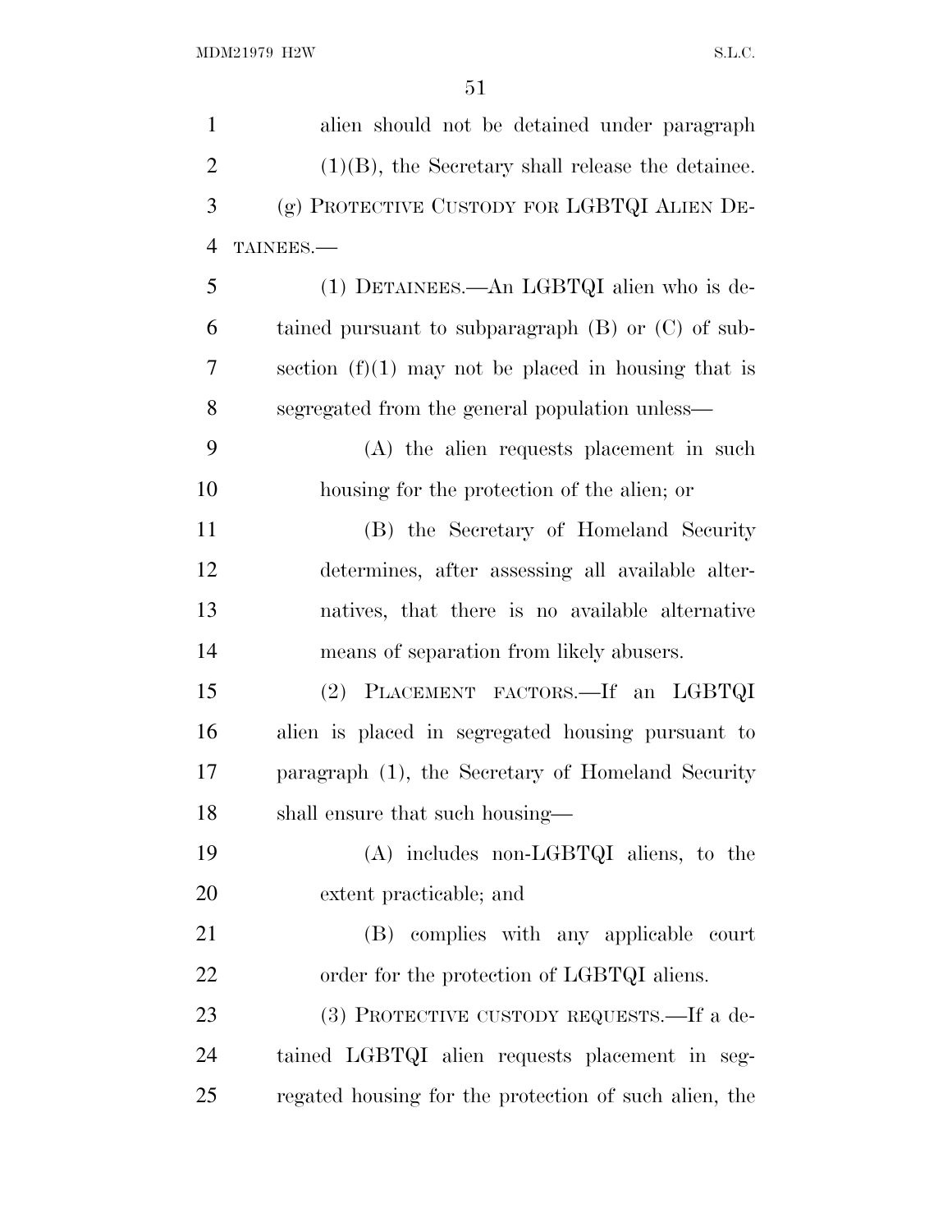alien should not be detained under paragraph (1)(B), the Secretary shall release the detainee.

(g) PROTECTIVE CUSTODY FOR LGBTQI ALIEN DETAINEES.—

(1) DETAINEES.—An LGBTQI alien who is detained pursuant to subparagraph (B) or (C) of subsection (f)(1) may not be placed in housing that is segregated from the general population unless—

(A) the alien requests placement in such housing for the protection of the alien; or

(B) the Secretary of Homeland Security determines, after assessing all available alternatives, that there is no available alternative means of separation from likely abusers.

(2) PLACEMENT FACTORS.—If an LGBTQI alien is placed in segregated housing pursuant to paragraph (1), the Secretary of Homeland Security shall ensure that such housing—

(A) includes non-LGBTQI aliens, to the extent practicable; and

(B) complies with any applicable court order for the protection of LGBTQI aliens.

(3) PROTECTIVE CUSTODY REQUESTS.—If a detained LGBTQI alien requests placement in segregated housing for the protection of such alien, the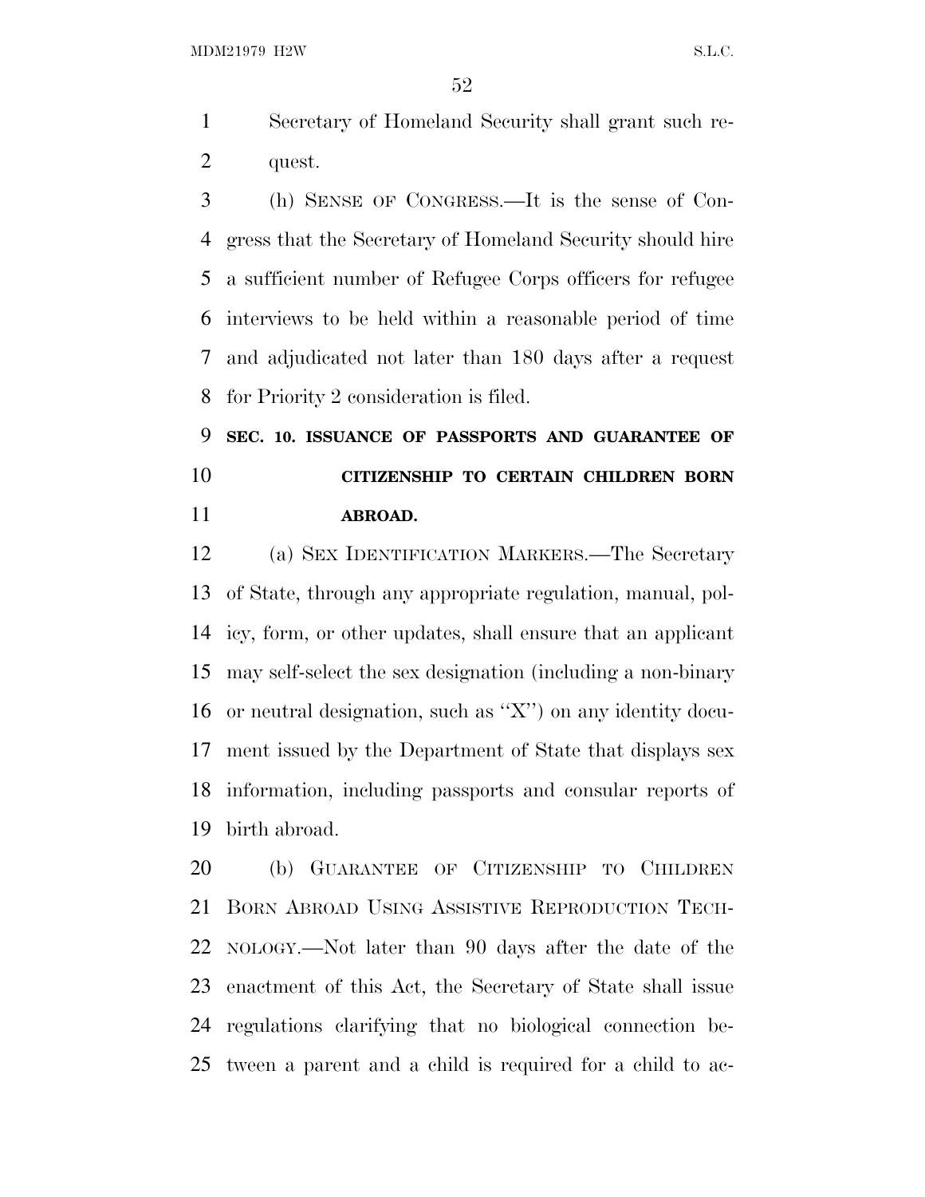Secretary of Homeland Security shall grant such request.

(h) SENSE OF CONGRESS.—It is the sense of Congress that the Secretary of Homeland Security should hire a sufficient number of Refugee Corps officers for refugee interviews to be held within a reasonable period of time and adjudicated not later than 180 days after a request for Priority 2 consideration is filed.

**SEC. 10. ISSUANCE OF PASSPORTS AND GUARANTEE OF CITIZENSHIP TO CERTAIN CHILDREN BORN ABROAD.**

(a) SEX IDENTIFICATION MARKERS.—The Secretary of State, through any appropriate regulation, manual, policy, form, or other updates, shall ensure that an applicant may self-select the sex designation (including a non-binary or neutral designation, such as ''X'') on any identity document issued by the Department of State that displays sex information, including passports and consular reports of birth abroad.

(b) GUARANTEE OF CITIZENSHIP TO CHILDREN BORN ABROAD USING ASSISTIVE REPRODUCTION TECHNOLOGY.—Not later than 90 days after the date of the enactment of this Act, the Secretary of State shall issue regulations clarifying that no biological connection between a parent and a child is required for a child to ac-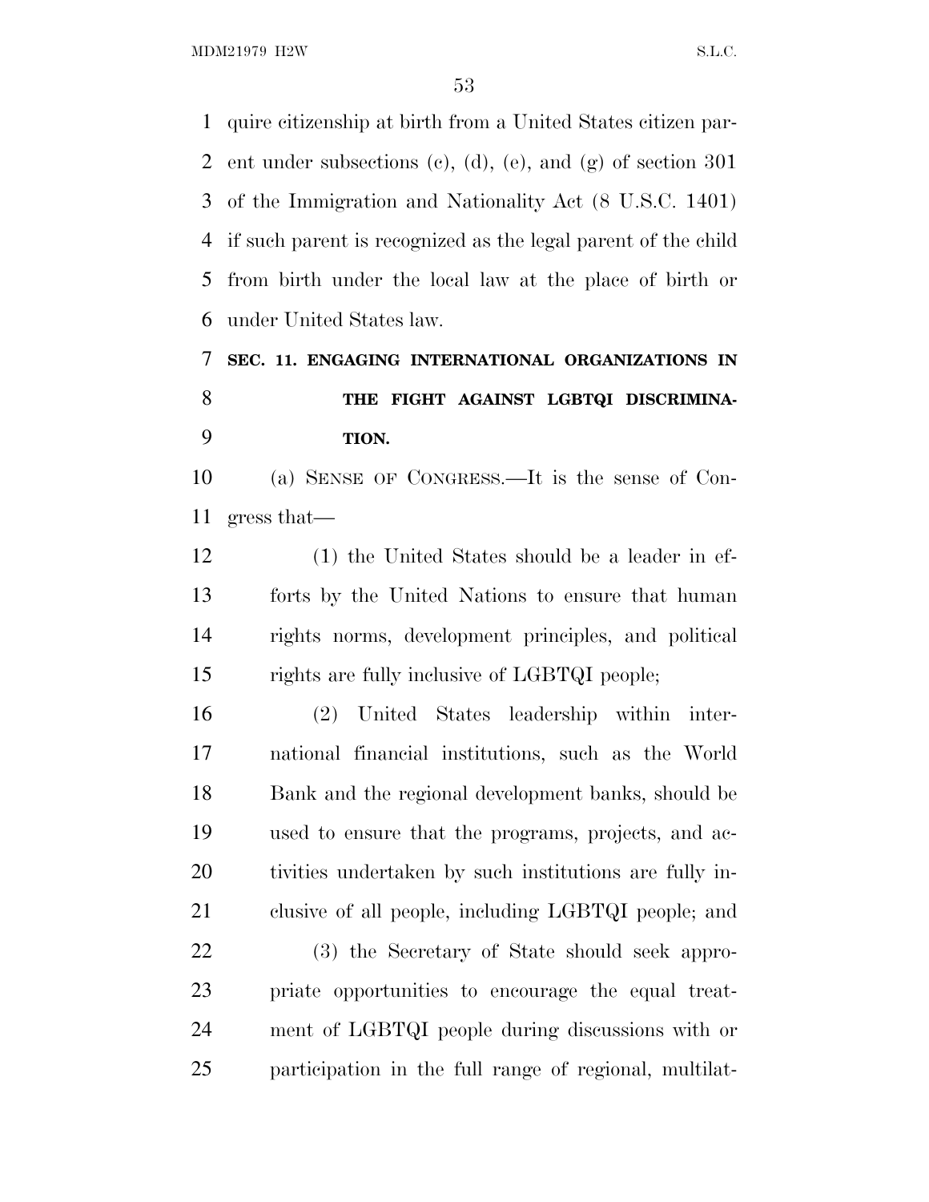quire citizenship at birth from a United States citizen parent under subsections (c), (d), (e), and (g) of section 301 of the Immigration and Nationality Act (8 U.S.C. 1401) if such parent is recognized as the legal parent of the child from birth under the local law at the place of birth or under United States law.

**SEC. 11. ENGAGING INTERNATIONAL ORGANIZATIONS IN THE FIGHT AGAINST LGBTQI DISCRIMINATION.**

(a) SENSE OF CONGRESS.—It is the sense of Congress that—

(1) the United States should be a leader in efforts by the United Nations to ensure that human rights norms, development principles, and political rights are fully inclusive of LGBTQI people;

(2) United States leadership within international financial institutions, such as the World Bank and the regional development banks, should be used to ensure that the programs, projects, and activities undertaken by such institutions are fully inclusive of all people, including LGBTQI people; and

(3) the Secretary of State should seek appropriate opportunities to encourage the equal treatment of LGBTQI people during discussions with or participation in the full range of regional, multilat-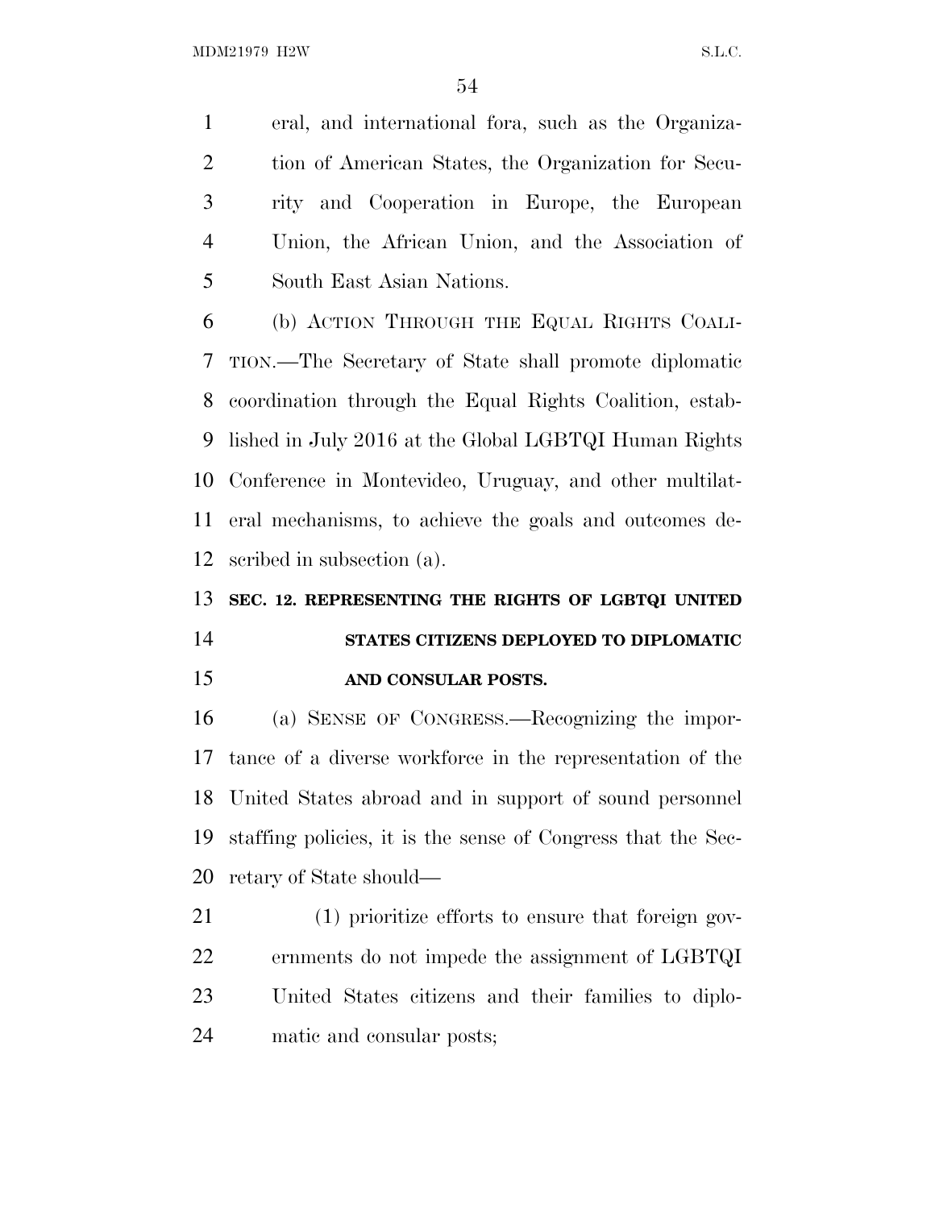eral, and international fora, such as the Organization of American States, the Organization for Security and Cooperation in Europe, the European Union, the African Union, and the Association of South East Asian Nations.

(b) ACTION THROUGH THE EQUAL RIGHTS COALITION.—The Secretary of State shall promote diplomatic coordination through the Equal Rights Coalition, established in July 2016 at the Global LGBTQI Human Rights Conference in Montevideo, Uruguay, and other multilateral mechanisms, to achieve the goals and outcomes described in subsection (a).

**SEC. 12. REPRESENTING THE RIGHTS OF LGBTQI UNITED STATES CITIZENS DEPLOYED TO DIPLOMATIC AND CONSULAR POSTS.**

(a) SENSE OF CONGRESS.—Recognizing the importance of a diverse workforce in the representation of the United States abroad and in support of sound personnel staffing policies, it is the sense of Congress that the Secretary of State should—

(1) prioritize efforts to ensure that foreign governments do not impede the assignment of LGBTQI United States citizens and their families to diplomatic and consular posts;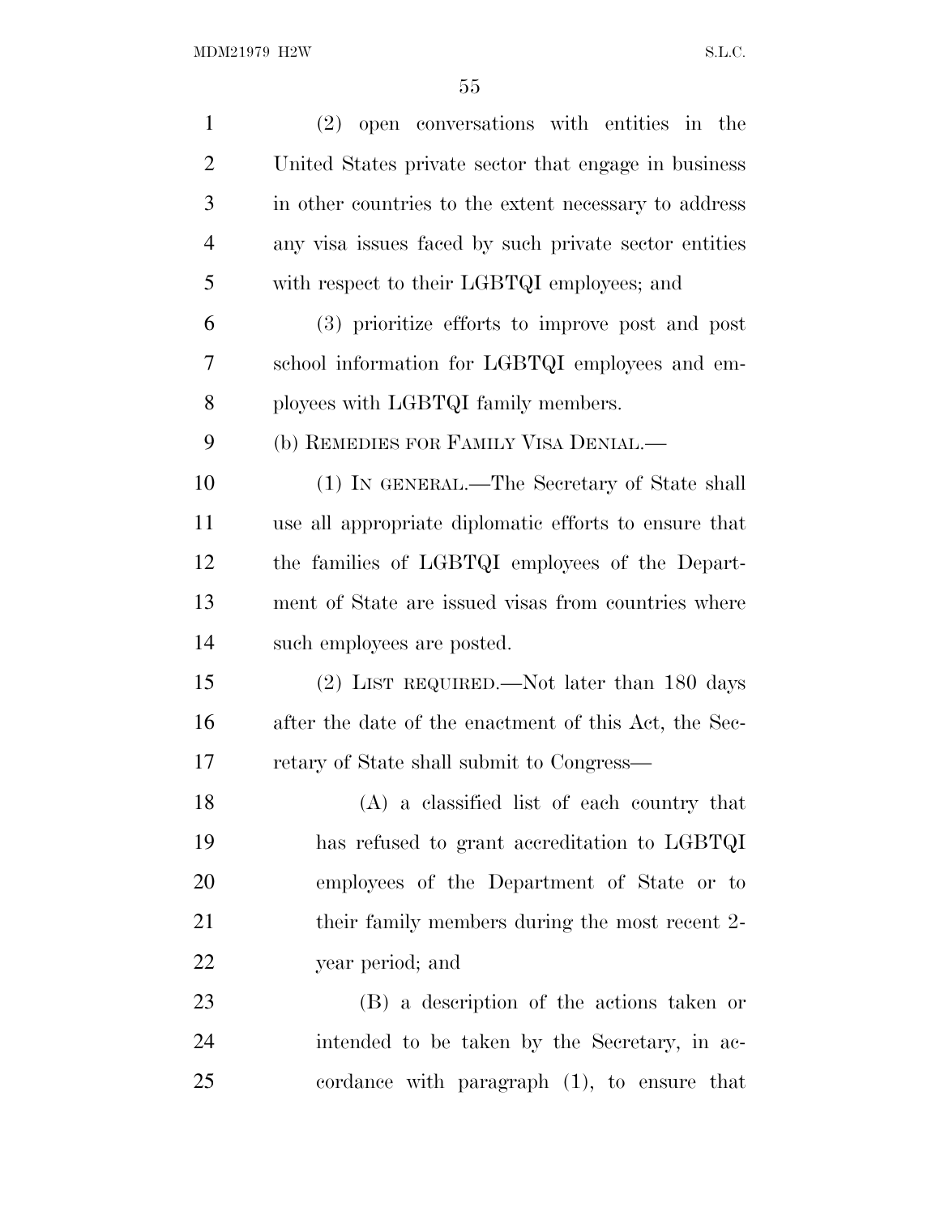(2) open conversations with entities in the United States private sector that engage in business in other countries to the extent necessary to address any visa issues faced by such private sector entities with respect to their LGBTQI employees; and

(3) prioritize efforts to improve post and post school information for LGBTQI employees and employees with LGBTQI family members.

(b) REMEDIES FOR FAMILY VISA DENIAL.—

(1) IN GENERAL.—The Secretary of State shall use all appropriate diplomatic efforts to ensure that the families of LGBTQI employees of the Department of State are issued visas from countries where such employees are posted.

(2) LIST REQUIRED.—Not later than 180 days after the date of the enactment of this Act, the Secretary of State shall submit to Congress—

(A) a classified list of each country that has refused to grant accreditation to LGBTQI employees of the Department of State or to their family members during the most recent 2-year period; and

(B) a description of the actions taken or intended to be taken by the Secretary, in accordance with paragraph (1), to ensure that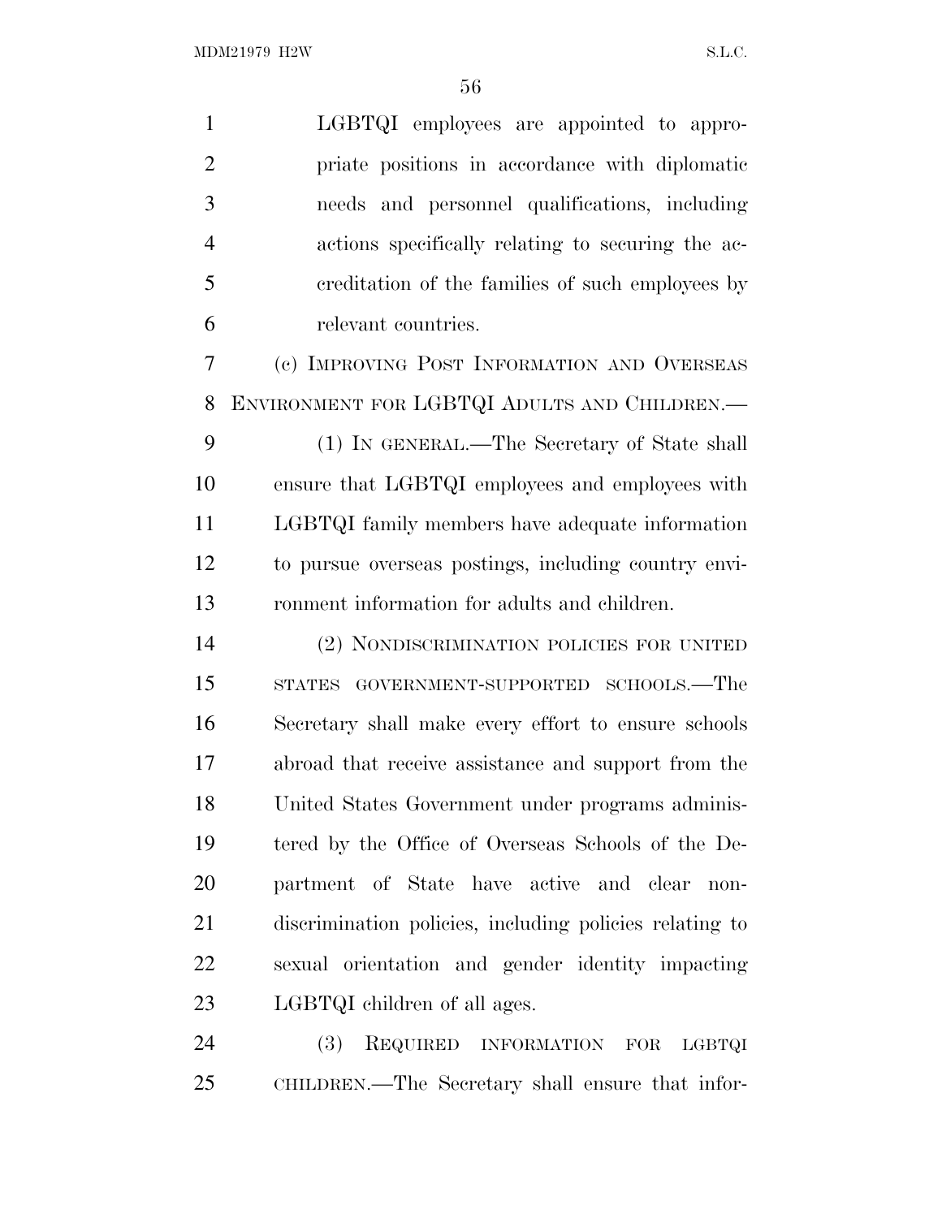LGBTQI employees are appointed to appropriate positions in accordance with diplomatic needs and personnel qualifications, including actions specifically relating to securing the accreditation of the families of such employees by relevant countries.

(c) IMPROVING POST INFORMATION AND OVERSEAS ENVIRONMENT FOR LGBTQI ADULTS AND CHILDREN.—

(1) IN GENERAL.—The Secretary of State shall ensure that LGBTQI employees and employees with LGBTQI family members have adequate information to pursue overseas postings, including country environment information for adults and children.

(2) NONDISCRIMINATION POLICIES FOR UNITED STATES GOVERNMENT-SUPPORTED SCHOOLS.—The Secretary shall make every effort to ensure schools abroad that receive assistance and support from the United States Government under programs administered by the Office of Overseas Schools of the Department of State have active and clear nondiscrimination policies, including policies relating to sexual orientation and gender identity impacting LGBTQI children of all ages.

(3) REQUIRED INFORMATION FOR LGBTQI CHILDREN.—The Secretary shall ensure that infor-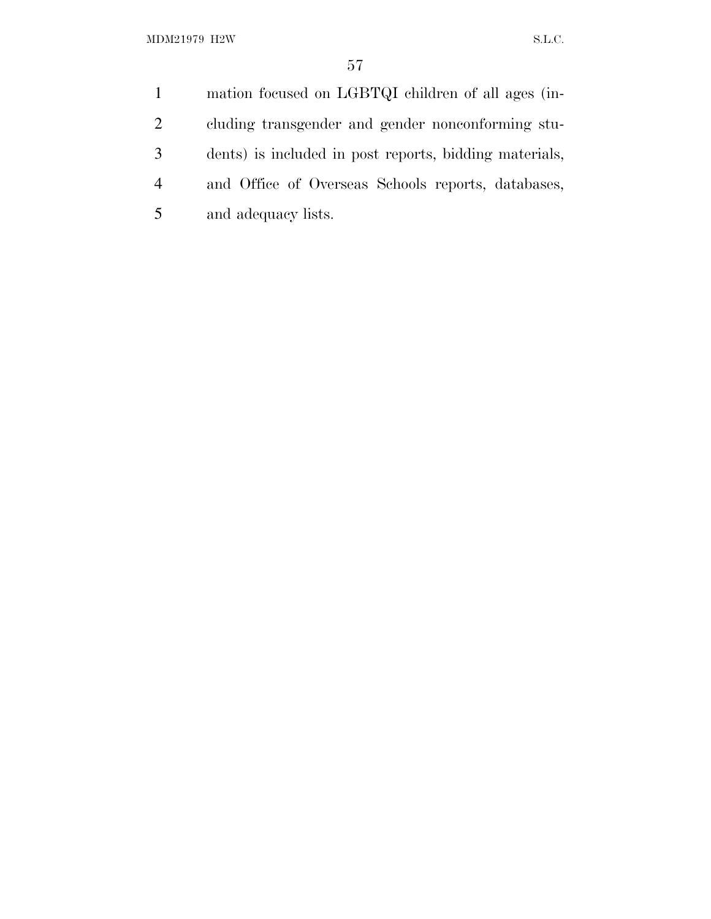mation focused on LGBTQI children of all ages (including transgender and gender nonconforming students) is included in post reports, bidding materials, and Office of Overseas Schools reports, databases, and adequacy lists.